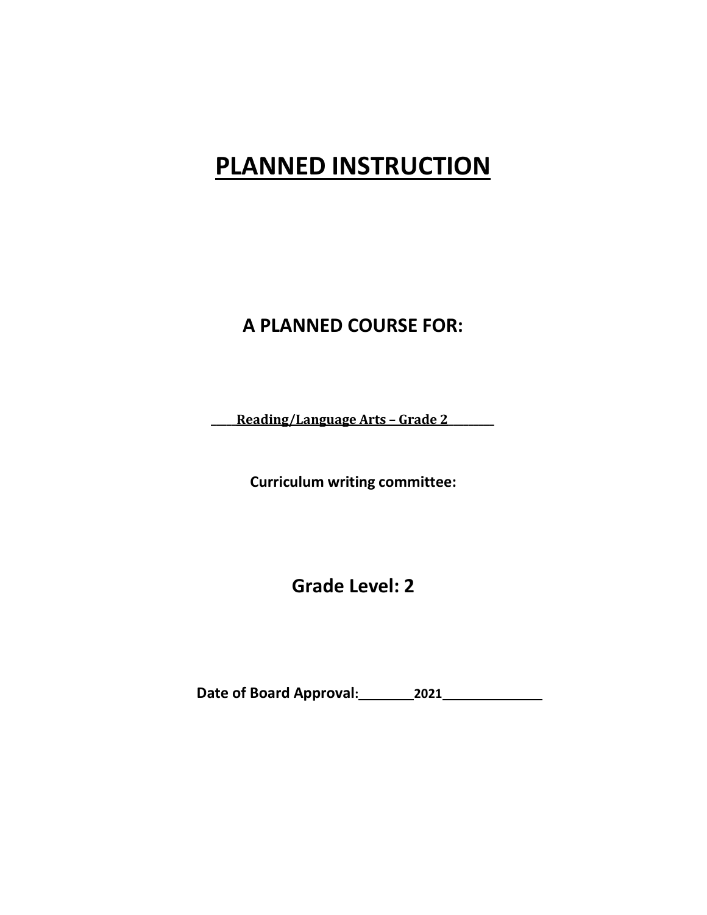# PLANNED INSTRUCTION

## A PLANNED COURSE FOR:

**____Reading/Language Arts – Grade 2________**

**Curriculum writing committee:**

## Grade Level: 2

**Date of Board Approval:________2021_____________**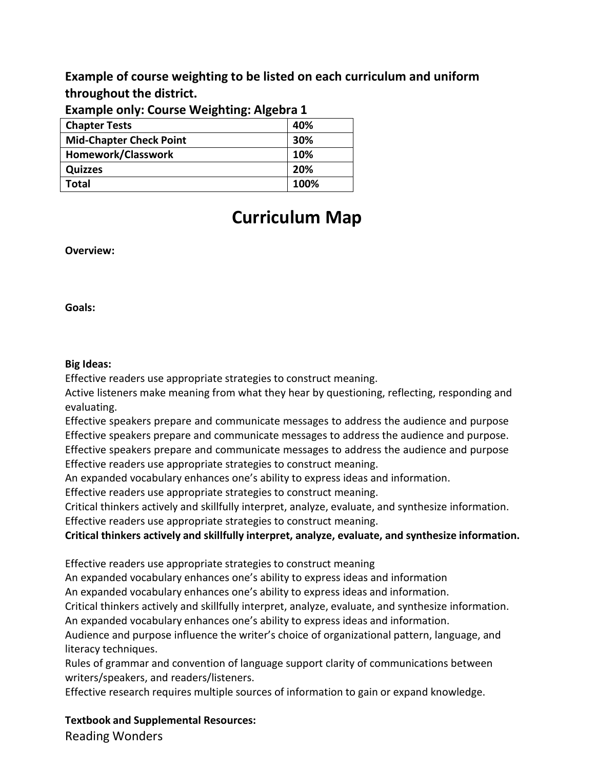**Example of course weighting to be listed on each curriculum and uniform throughout the district.**

**Example only: Course Weighting: Algebra 1**

| Chapter Tests | 40% |
|---|---|
| **Mid-Chapter Check Point** | **30%** |
| **Homework/Classwork** | **10%** |
| **Quizzes** | **20%** |
| **Total** | **100%** |

# Curriculum Map

**Overview:**

**Goals:**

**Big Ideas:**

Effective readers use appropriate strategies to construct meaning.
Active listeners make meaning from what they hear by questioning, reflecting, responding and evaluating.
Effective speakers prepare and communicate messages to address the audience and purpose
Effective speakers prepare and communicate messages to address the audience and purpose.
Effective speakers prepare and communicate messages to address the audience and purpose
Effective readers use appropriate strategies to construct meaning.
An expanded vocabulary enhances one's ability to express ideas and information.
Effective readers use appropriate strategies to construct meaning.
Critical thinkers actively and skillfully interpret, analyze, evaluate, and synthesize information.
Effective readers use appropriate strategies to construct meaning.
**Critical thinkers actively and skillfully interpret, analyze, evaluate, and synthesize information.**

Effective readers use appropriate strategies to construct meaning
An expanded vocabulary enhances one's ability to express ideas and information
An expanded vocabulary enhances one's ability to express ideas and information.
Critical thinkers actively and skillfully interpret, analyze, evaluate, and synthesize information.
An expanded vocabulary enhances one's ability to express ideas and information.
Audience and purpose influence the writer's choice of organizational pattern, language, and literacy techniques.
Rules of grammar and convention of language support clarity of communications between writers/speakers, and readers/listeners.
Effective research requires multiple sources of information to gain or expand knowledge.

**Textbook and Supplemental Resources:**

Reading Wonders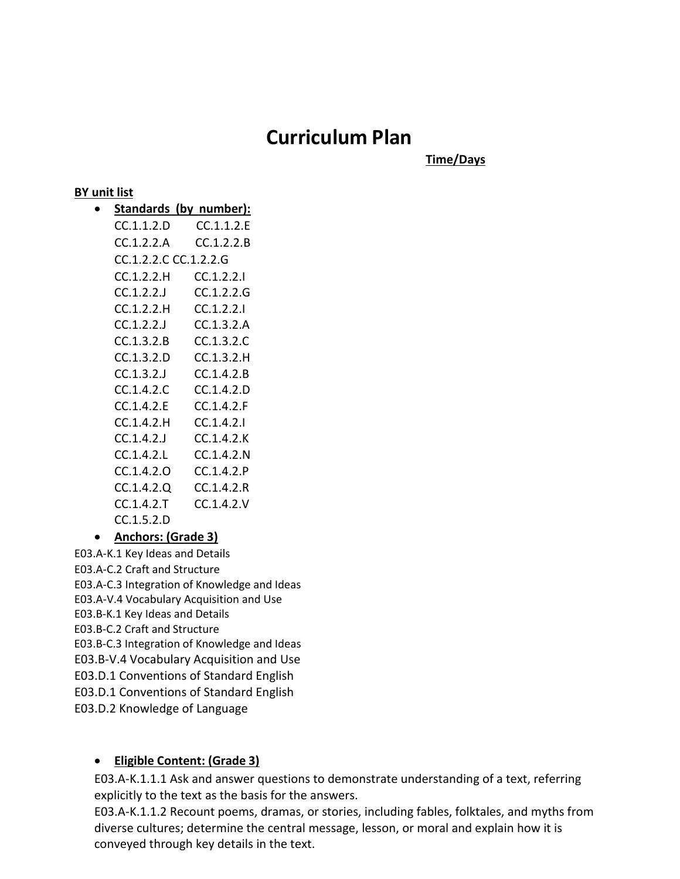# Curriculum Plan

**Time/Days**

**BY unit list**

- **Standards (by number):**
  CC.1.1.2.D CC.1.1.2.E
  CC.1.2.2.A CC.1.2.2.B
  CC.1.2.2.C CC.1.2.2.G
  CC.1.2.2.H CC.1.2.2.I
  CC.1.2.2.J CC.1.2.2.G
  CC.1.2.2.H CC.1.2.2.I
  CC.1.2.2.J CC.1.3.2.A
  CC.1.3.2.B CC.1.3.2.C
  CC.1.3.2.D CC.1.3.2.H
  CC.1.3.2.J CC.1.4.2.B
  CC.1.4.2.C CC.1.4.2.D
  CC.1.4.2.E CC.1.4.2.F
  CC.1.4.2.H CC.1.4.2.I
  CC.1.4.2.J CC.1.4.2.K
  CC.1.4.2.L CC.1.4.2.N
  CC.1.4.2.O CC.1.4.2.P
  CC.1.4.2.Q CC.1.4.2.R
  CC.1.4.2.T CC.1.4.2.V
  CC.1.5.2.D
- **Anchors: (Grade 3)**

E03.A-K.1 Key Ideas and Details
E03.A-C.2 Craft and Structure
E03.A-C.3 Integration of Knowledge and Ideas
E03.A-V.4 Vocabulary Acquisition and Use
E03.B-K.1 Key Ideas and Details
E03.B-C.2 Craft and Structure
E03.B-C.3 Integration of Knowledge and Ideas
E03.B-V.4 Vocabulary Acquisition and Use
E03.D.1 Conventions of Standard English
E03.D.1 Conventions of Standard English
E03.D.2 Knowledge of Language

- **Eligible Content: (Grade 3)**
  E03.A-K.1.1.1 Ask and answer questions to demonstrate understanding of a text, referring explicitly to the text as the basis for the answers.
  E03.A-K.1.1.2 Recount poems, dramas, or stories, including fables, folktales, and myths from diverse cultures; determine the central message, lesson, or moral and explain how it is conveyed through key details in the text.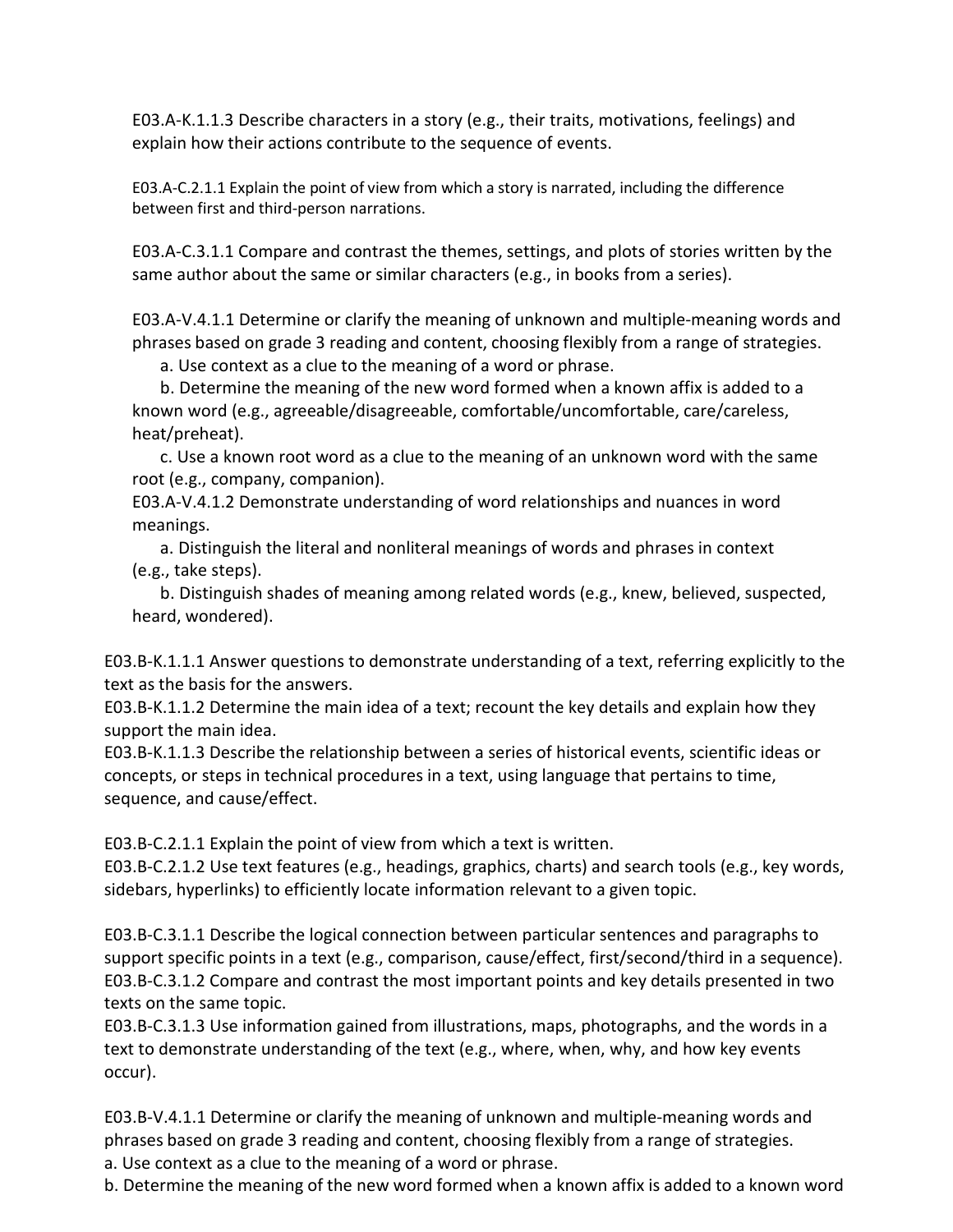E03.A-K.1.1.3 Describe characters in a story (e.g., their traits, motivations, feelings) and explain how their actions contribute to the sequence of events.

E03.A-C.2.1.1 Explain the point of view from which a story is narrated, including the difference between first and third-person narrations.

E03.A-C.3.1.1 Compare and contrast the themes, settings, and plots of stories written by the same author about the same or similar characters (e.g., in books from a series).

E03.A-V.4.1.1 Determine or clarify the meaning of unknown and multiple-meaning words and phrases based on grade 3 reading and content, choosing flexibly from a range of strategies.

a. Use context as a clue to the meaning of a word or phrase.

b. Determine the meaning of the new word formed when a known affix is added to a known word (e.g., agreeable/disagreeable, comfortable/uncomfortable, care/careless, heat/preheat).

c. Use a known root word as a clue to the meaning of an unknown word with the same root (e.g., company, companion).

E03.A-V.4.1.2 Demonstrate understanding of word relationships and nuances in word meanings.

a. Distinguish the literal and nonliteral meanings of words and phrases in context (e.g., take steps).

b. Distinguish shades of meaning among related words (e.g., knew, believed, suspected, heard, wondered).

E03.B-K.1.1.1 Answer questions to demonstrate understanding of a text, referring explicitly to the text as the basis for the answers.

E03.B-K.1.1.2 Determine the main idea of a text; recount the key details and explain how they support the main idea.

E03.B-K.1.1.3 Describe the relationship between a series of historical events, scientific ideas or concepts, or steps in technical procedures in a text, using language that pertains to time, sequence, and cause/effect.

E03.B-C.2.1.1 Explain the point of view from which a text is written.

E03.B-C.2.1.2 Use text features (e.g., headings, graphics, charts) and search tools (e.g., key words, sidebars, hyperlinks) to efficiently locate information relevant to a given topic.

E03.B-C.3.1.1 Describe the logical connection between particular sentences and paragraphs to support specific points in a text (e.g., comparison, cause/effect, first/second/third in a sequence).

E03.B-C.3.1.2 Compare and contrast the most important points and key details presented in two texts on the same topic.

E03.B-C.3.1.3 Use information gained from illustrations, maps, photographs, and the words in a text to demonstrate understanding of the text (e.g., where, when, why, and how key events occur).

E03.B-V.4.1.1 Determine or clarify the meaning of unknown and multiple-meaning words and phrases based on grade 3 reading and content, choosing flexibly from a range of strategies.

a. Use context as a clue to the meaning of a word or phrase.

b. Determine the meaning of the new word formed when a known affix is added to a known word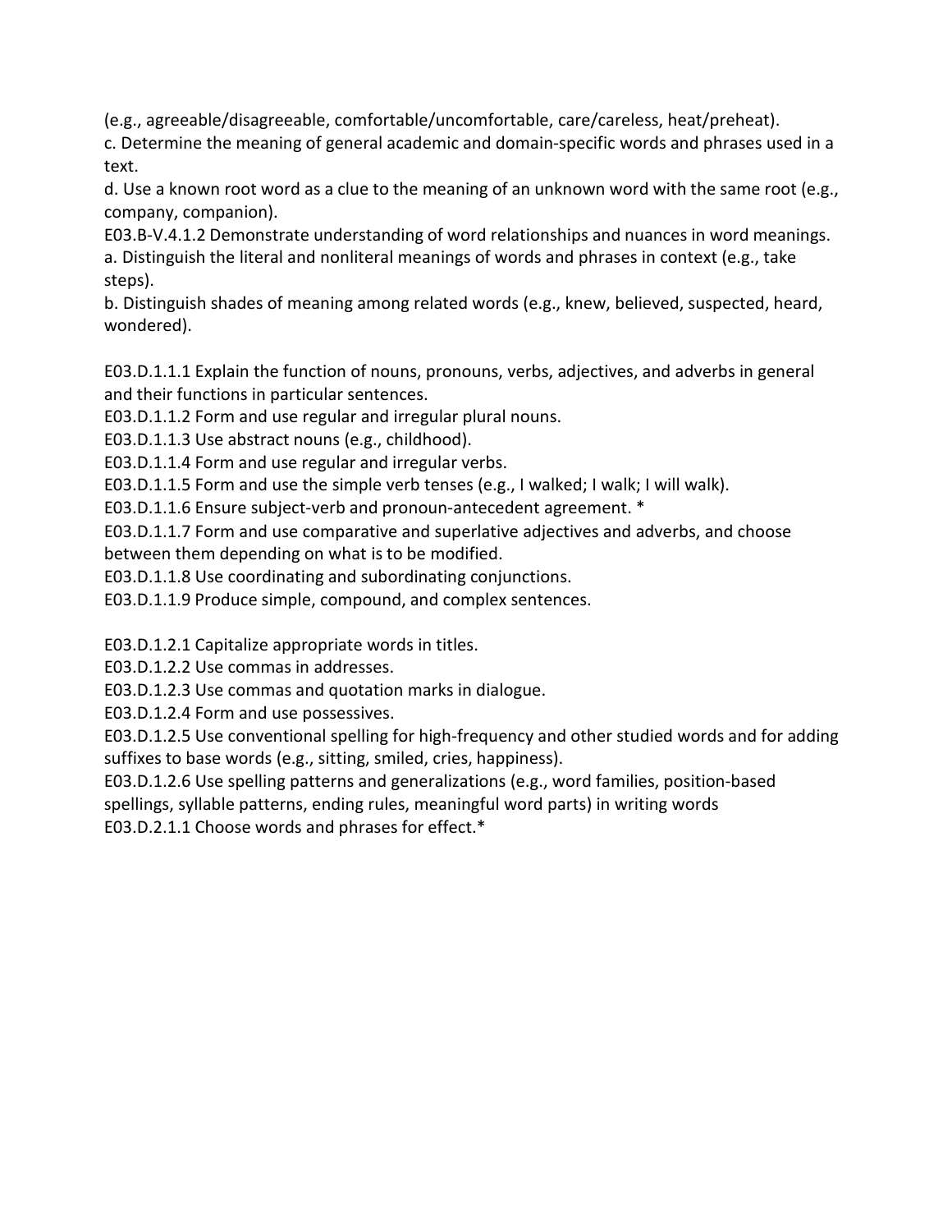(e.g., agreeable/disagreeable, comfortable/uncomfortable, care/careless, heat/preheat).

c. Determine the meaning of general academic and domain-specific words and phrases used in a text.

d. Use a known root word as a clue to the meaning of an unknown word with the same root (e.g., company, companion).

E03.B-V.4.1.2 Demonstrate understanding of word relationships and nuances in word meanings.

a. Distinguish the literal and nonliteral meanings of words and phrases in context (e.g., take steps).

b. Distinguish shades of meaning among related words (e.g., knew, believed, suspected, heard, wondered).

E03.D.1.1.1 Explain the function of nouns, pronouns, verbs, adjectives, and adverbs in general and their functions in particular sentences.

E03.D.1.1.2 Form and use regular and irregular plural nouns.

E03.D.1.1.3 Use abstract nouns (e.g., childhood).

E03.D.1.1.4 Form and use regular and irregular verbs.

E03.D.1.1.5 Form and use the simple verb tenses (e.g., I walked; I walk; I will walk).

E03.D.1.1.6 Ensure subject-verb and pronoun-antecedent agreement. *

E03.D.1.1.7 Form and use comparative and superlative adjectives and adverbs, and choose between them depending on what is to be modified.

E03.D.1.1.8 Use coordinating and subordinating conjunctions.

E03.D.1.1.9 Produce simple, compound, and complex sentences.

E03.D.1.2.1 Capitalize appropriate words in titles.

E03.D.1.2.2 Use commas in addresses.

E03.D.1.2.3 Use commas and quotation marks in dialogue.

E03.D.1.2.4 Form and use possessives.

E03.D.1.2.5 Use conventional spelling for high-frequency and other studied words and for adding suffixes to base words (e.g., sitting, smiled, cries, happiness).

E03.D.1.2.6 Use spelling patterns and generalizations (e.g., word families, position-based spellings, syllable patterns, ending rules, meaningful word parts) in writing words

E03.D.2.1.1 Choose words and phrases for effect.*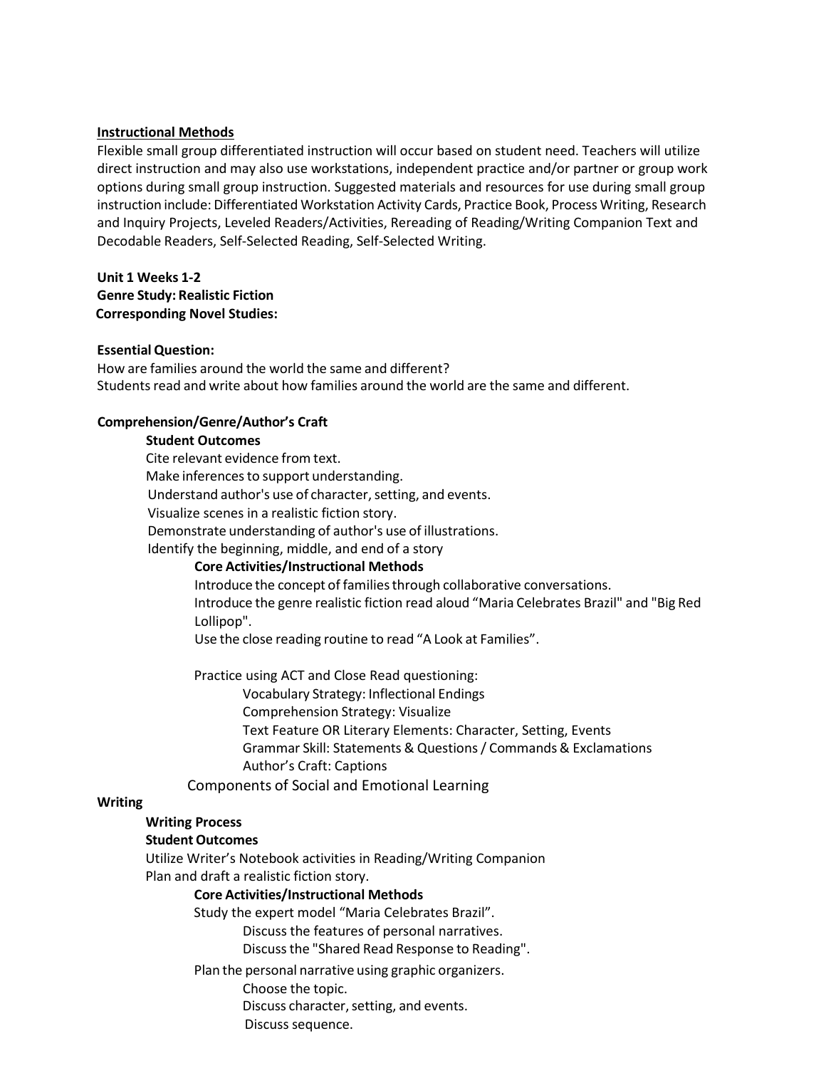**Instructional Methods**

Flexible small group differentiated instruction will occur based on student need. Teachers will utilize direct instruction and may also use workstations, independent practice and/or partner or group work options during small group instruction. Suggested materials and resources for use during small group instruction include: Differentiated Workstation Activity Cards, Practice Book, Process Writing, Research and Inquiry Projects, Leveled Readers/Activities, Rereading of Reading/Writing Companion Text and Decodable Readers, Self-Selected Reading, Self-Selected Writing.

**Unit 1 Weeks 1-2**
**Genre Study: Realistic Fiction**
**Corresponding Novel Studies:**

**Essential Question:**
How are families around the world the same and different?
Students read and write about how families around the world are the same and different.

**Comprehension/Genre/Author's Craft**

- **Student Outcomes**
  - Cite relevant evidence from text.
  - Make inferences to support understanding.
  - Understand author's use of character, setting, and events.
  - Visualize scenes in a realistic fiction story.
  - Demonstrate understanding of author's use of illustrations.
  - Identify the beginning, middle, and end of a story
  - **Core Activities/Instructional Methods**
    - Introduce the concept of families through collaborative conversations.
    - Introduce the genre realistic fiction read aloud "Maria Celebrates Brazil" and "Big Red Lollipop".
    - Use the close reading routine to read "A Look at Families".
    - Practice using ACT and Close Read questioning:
      - Vocabulary Strategy: Inflectional Endings
      - Comprehension Strategy: Visualize
      - Text Feature OR Literary Elements: Character, Setting, Events
      - Grammar Skill: Statements & Questions / Commands & Exclamations
      - Author's Craft: Captions
  - Components of Social and Emotional Learning

**Writing**

- **Writing Process**
- **Student Outcomes**
  - Utilize Writer's Notebook activities in Reading/Writing Companion
  - Plan and draft a realistic fiction story.
  - **Core Activities/Instructional Methods**
    - Study the expert model "Maria Celebrates Brazil".
      - Discuss the features of personal narratives.
      - Discuss the "Shared Read Response to Reading".
    - Plan the personal narrative using graphic organizers.
      - Choose the topic.
      - Discuss character, setting, and events.
      - Discuss sequence.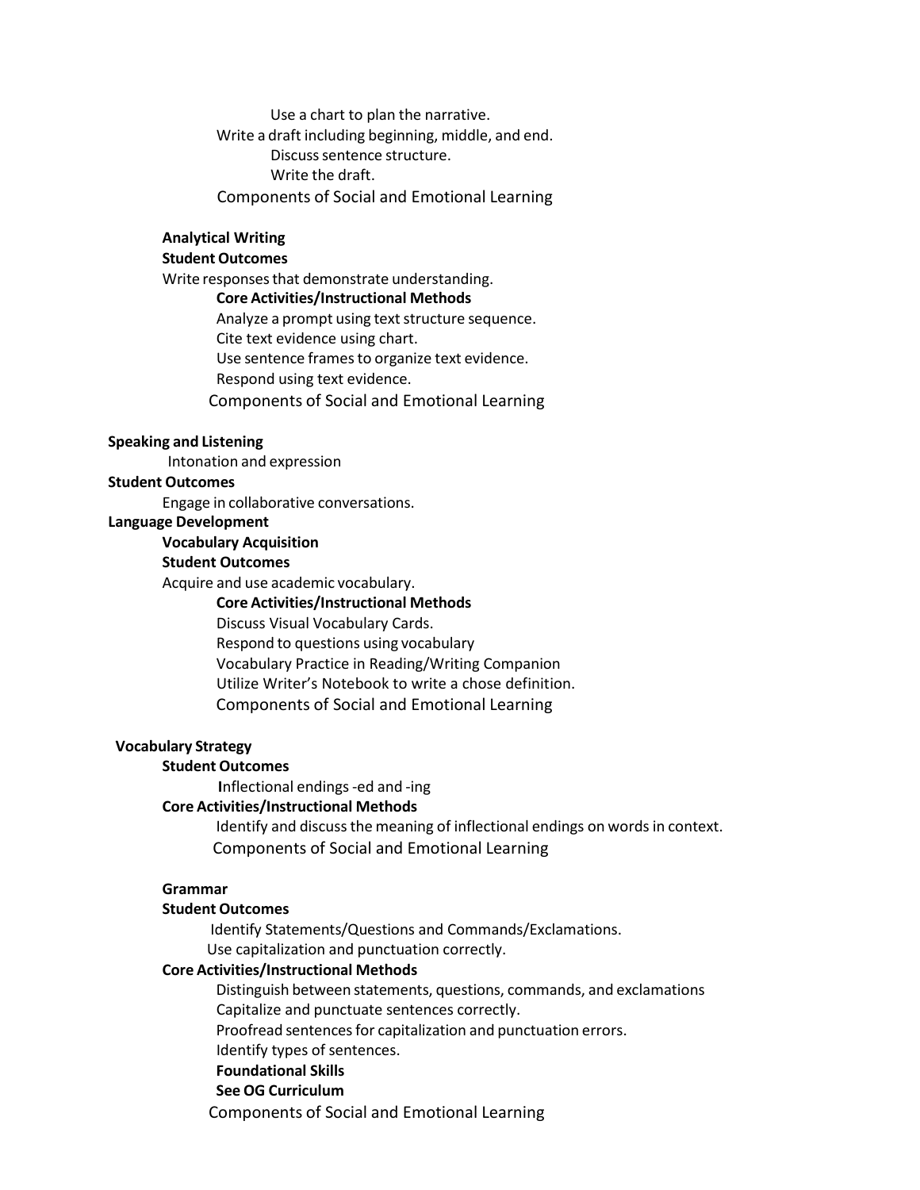Use a chart to plan the narrative.

Write a draft including beginning, middle, and end.

Discuss sentence structure.

Write the draft.

Components of Social and Emotional Learning

**Analytical Writing**

**Student Outcomes**

Write responses that demonstrate understanding.

**Core Activities/Instructional Methods**

Analyze a prompt using text structure sequence.

Cite text evidence using chart.

Use sentence frames to organize text evidence.

Respond using text evidence.

Components of Social and Emotional Learning

**Speaking and Listening**

Intonation and expression

**Student Outcomes**

Engage in collaborative conversations.

**Language Development**

**Vocabulary Acquisition**

**Student Outcomes**

Acquire and use academic vocabulary.

**Core Activities/Instructional Methods**

Discuss Visual Vocabulary Cards.

Respond to questions using vocabulary

Vocabulary Practice in Reading/Writing Companion

Utilize Writer's Notebook to write a chose definition.

Components of Social and Emotional Learning

**Vocabulary Strategy**

**Student Outcomes**

**I**nflectional endings -ed and -ing

**Core Activities/Instructional Methods**

Identify and discuss the meaning of inflectional endings on words in context.

Components of Social and Emotional Learning

**Grammar**

**Student Outcomes**

Identify Statements/Questions and Commands/Exclamations.

Use capitalization and punctuation correctly.

**Core Activities/Instructional Methods**

Distinguish between statements, questions, commands, and exclamations

Capitalize and punctuate sentences correctly.

Proofread sentences for capitalization and punctuation errors.

Identify types of sentences.

**Foundational Skills**

**See OG Curriculum**

Components of Social and Emotional Learning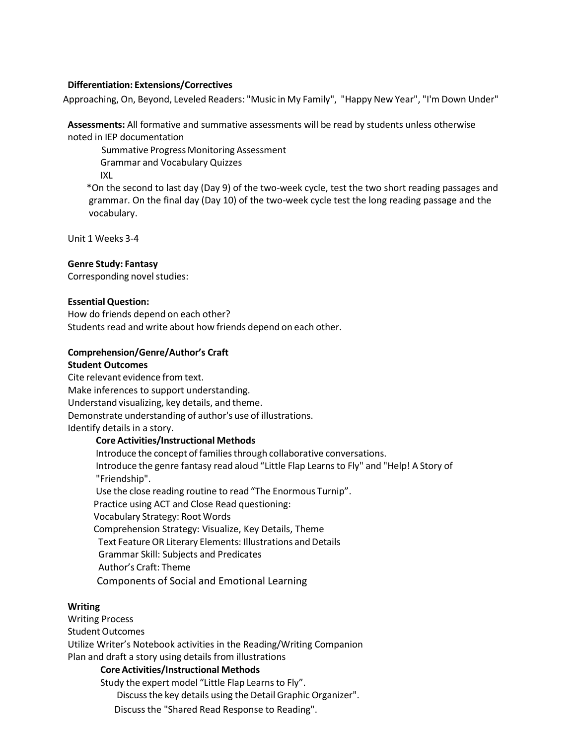**Differentiation: Extensions/Correctives**

Approaching, On, Beyond, Leveled Readers: "Music in My Family", "Happy New Year", "I'm Down Under"

**Assessments:** All formative and summative assessments will be read by students unless otherwise noted in IEP documentation

Summative Progress Monitoring Assessment
Grammar and Vocabulary Quizzes
IXL

*On the second to last day (Day 9) of the two-week cycle, test the two short reading passages and grammar. On the final day (Day 10) of the two-week cycle test the long reading passage and the vocabulary.

Unit 1 Weeks 3-4

**Genre Study: Fantasy**

Corresponding novel studies:

**Essential Question:**

How do friends depend on each other?
Students read and write about how friends depend on each other.

**Comprehension/Genre/Author's Craft**

**Student Outcomes**

Cite relevant evidence from text.
Make inferences to support understanding.
Understand visualizing, key details, and theme.
Demonstrate understanding of author's use of illustrations.
Identify details in a story.

**Core Activities/Instructional Methods**

Introduce the concept of families through collaborative conversations.
Introduce the genre fantasy read aloud "Little Flap Learns to Fly" and "Help! A Story of "Friendship".
Use the close reading routine to read "The Enormous Turnip".
Practice using ACT and Close Read questioning:
Vocabulary Strategy: Root Words
Comprehension Strategy: Visualize, Key Details, Theme
Text Feature OR Literary Elements: Illustrations and Details
Grammar Skill: Subjects and Predicates
Author's Craft: Theme
Components of Social and Emotional Learning

**Writing**

Writing Process
Student Outcomes
Utilize Writer's Notebook activities in the Reading/Writing Companion
Plan and draft a story using details from illustrations

**Core Activities/Instructional Methods**

Study the expert model "Little Flap Learns to Fly".
Discuss the key details using the Detail Graphic Organizer".
Discuss the "Shared Read Response to Reading".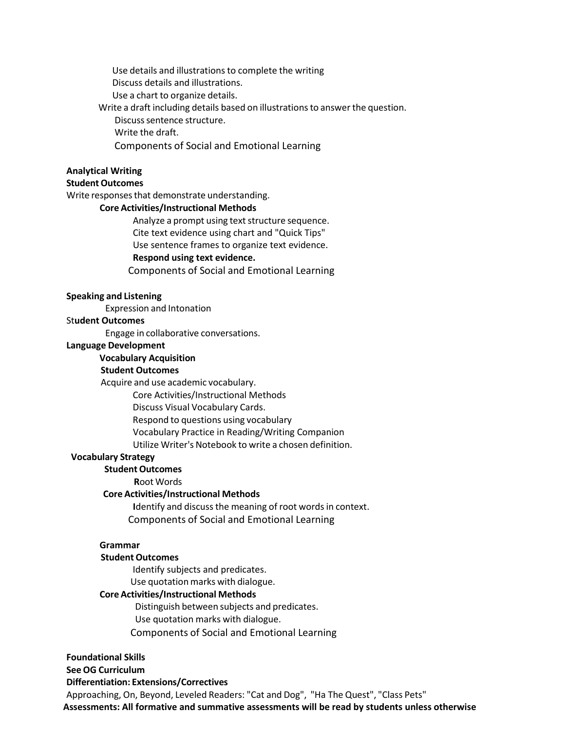Use details and illustrations to complete the writing

Discuss details and illustrations.

Use a chart to organize details.

Write a draft including details based on illustrations to answer the question.

Discuss sentence structure.

Write the draft.

Components of Social and Emotional Learning

**Analytical Writing**

**Student Outcomes**

Write responses that demonstrate understanding.

**Core Activities/Instructional Methods**

Analyze a prompt using text structure sequence.

Cite text evidence using chart and "Quick Tips"

Use sentence frames to organize text evidence.

**Respond using text evidence.**

Components of Social and Emotional Learning

**Speaking and Listening**

Expression and Intonation

St**udent Outcomes**

Engage in collaborative conversations.

**Language Development**

**Vocabulary Acquisition**

**Student Outcomes**

Acquire and use academic vocabulary.

Core Activities/Instructional Methods

Discuss Visual Vocabulary Cards.

Respond to questions using vocabulary

Vocabulary Practice in Reading/Writing Companion

Utilize Writer's Notebook to write a chosen definition.

**Vocabulary Strategy**

**Student Outcomes**

**R**oot Words

**Core Activities/Instructional Methods**

**I**dentify and discuss the meaning of root words in context.

Components of Social and Emotional Learning

**Grammar**

**Student Outcomes**

Identify subjects and predicates.

Use quotation marks with dialogue.

**Core Activities/Instructional Methods**

Distinguish between subjects and predicates.

Use quotation marks with dialogue.

Components of Social and Emotional Learning

**Foundational Skills**

**See OG Curriculum**

**Differentiation: Extensions/Correctives**

Approaching, On, Beyond, Leveled Readers: "Cat and Dog", "Ha The Quest", "Class Pets"

**Assessments: All formative and summative assessments will be read by students unless otherwise**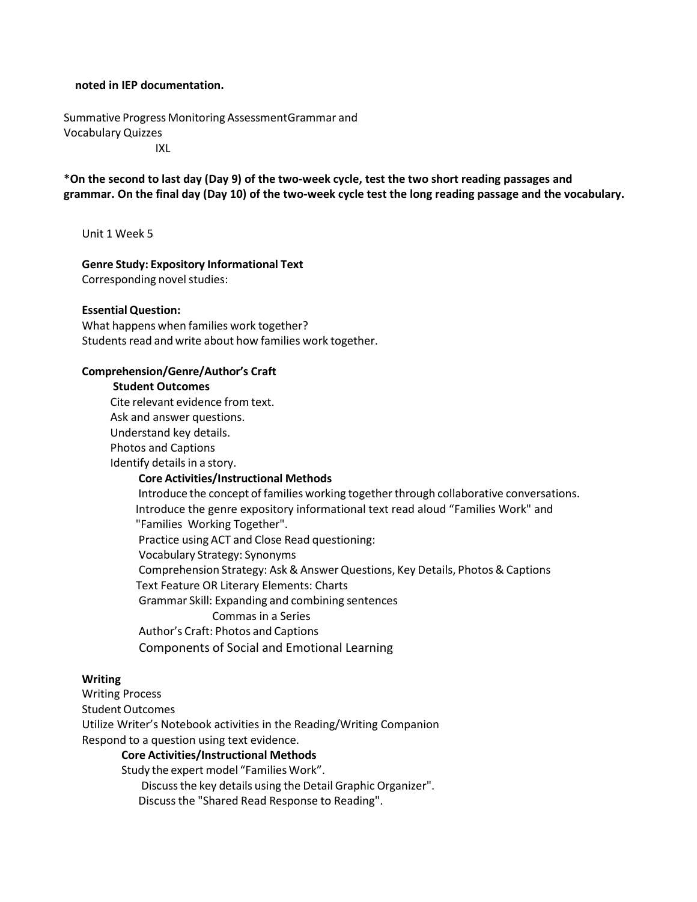**noted in IEP documentation.**

Summative Progress Monitoring AssessmentGrammar and Vocabulary Quizzes

IXL

**\*On the second to last day (Day 9) of the two-week cycle, test the two short reading passages and grammar. On the final day (Day 10) of the two-week cycle test the long reading passage and the vocabulary.**

Unit 1 Week 5

**Genre Study: Expository Informational Text**

Corresponding novel studies:

**Essential Question:**

What happens when families work together?

Students read and write about how families work together.

**Comprehension/Genre/Author's Craft**

**Student Outcomes**

Cite relevant evidence from text.

Ask and answer questions.

Understand key details.

Photos and Captions

Identify details in a story.

**Core Activities/Instructional Methods**

Introduce the concept of families working together through collaborative conversations.

Introduce the genre expository informational text read aloud "Families Work" and "Families Working Together".

Practice using ACT and Close Read questioning:

Vocabulary Strategy: Synonyms

Comprehension Strategy: Ask & Answer Questions, Key Details, Photos & Captions

Text Feature OR Literary Elements: Charts

Grammar Skill: Expanding and combining sentences

Commas in a Series

Author's Craft: Photos and Captions

Components of Social and Emotional Learning

**Writing**

Writing Process

Student Outcomes

Utilize Writer's Notebook activities in the Reading/Writing Companion

Respond to a question using text evidence.

**Core Activities/Instructional Methods**

Study the expert model "Families Work".

Discuss the key details using the Detail Graphic Organizer".

Discuss the "Shared Read Response to Reading".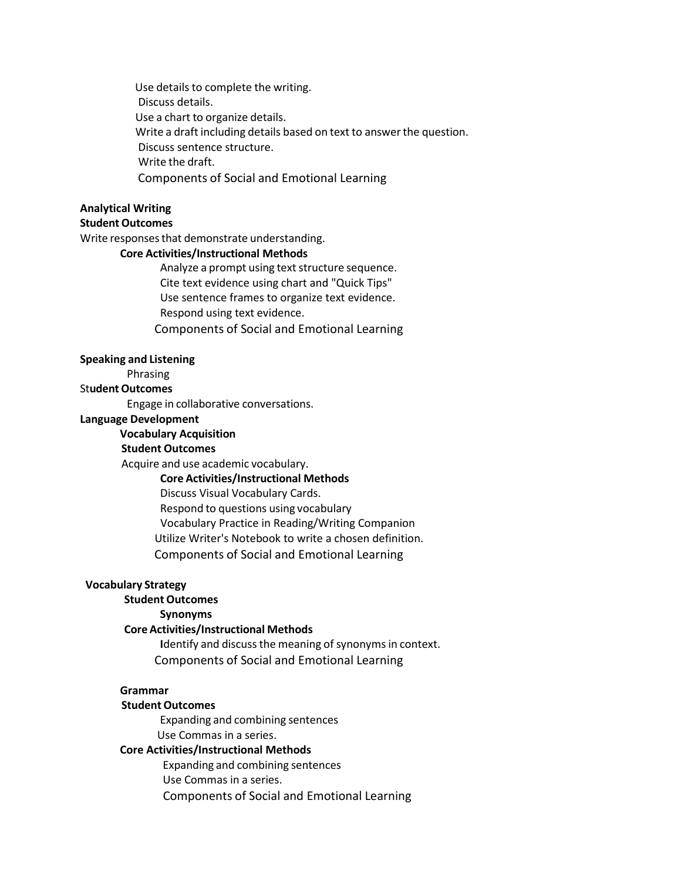Use details to complete the writing.
Discuss details.
Use a chart to organize details.
Write a draft including details based on text to answer the question.
Discuss sentence structure.
Write the draft.
Components of Social and Emotional Learning

**Analytical Writing**
**Student Outcomes**
Write responses that demonstrate understanding.

**Core Activities/Instructional Methods**
Analyze a prompt using text structure sequence.
Cite text evidence using chart and "Quick Tips"
Use sentence frames to organize text evidence.
Respond using text evidence.
Components of Social and Emotional Learning

**Speaking and Listening**
Phrasing
St**udent Outcomes**
Engage in collaborative conversations.

**Language Development**
**Vocabulary Acquisition**
**Student Outcomes**
Acquire and use academic vocabulary.

**Core Activities/Instructional Methods**
Discuss Visual Vocabulary Cards.
Respond to questions using vocabulary
Vocabulary Practice in Reading/Writing Companion
Utilize Writer's Notebook to write a chosen definition.
Components of Social and Emotional Learning

**Vocabulary Strategy**
**Student Outcomes**
**Synonyms**
**Core Activities/Instructional Methods**
**I**dentify and discuss the meaning of synonyms in context.
Components of Social and Emotional Learning

**Grammar**
**Student Outcomes**
Expanding and combining sentences
Use Commas in a series.

**Core Activities/Instructional Methods**
Expanding and combining sentences
Use Commas in a series.
Components of Social and Emotional Learning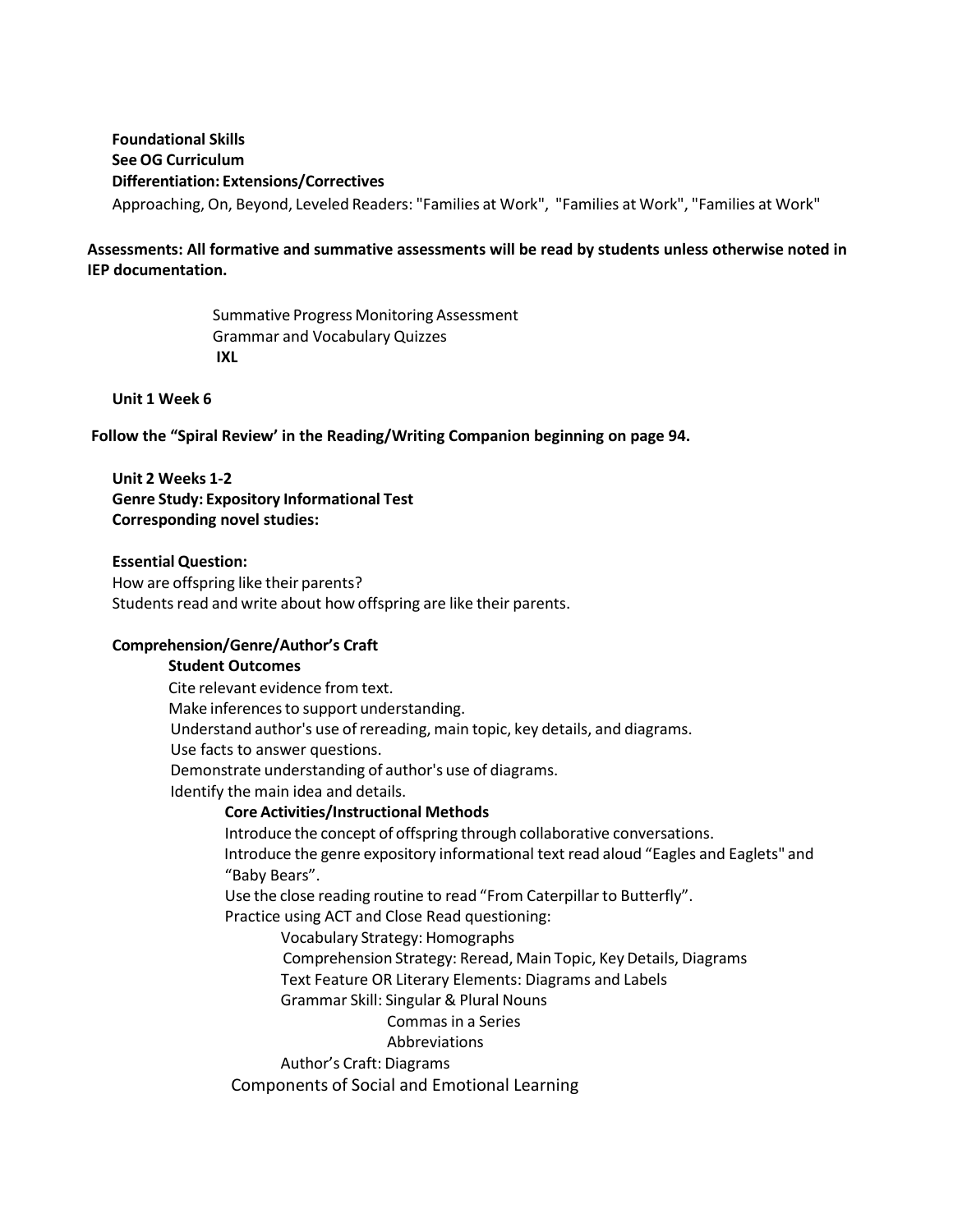**Foundational Skills**
**See OG Curriculum**
**Differentiation: Extensions/Correctives**
Approaching, On, Beyond, Leveled Readers: "Families at Work", "Families at Work", "Families at Work"

**Assessments: All formative and summative assessments will be read by students unless otherwise noted in IEP documentation.**

Summative Progress Monitoring Assessment
Grammar and Vocabulary Quizzes
**IXL**

**Unit 1 Week 6**

**Follow the "Spiral Review' in the Reading/Writing Companion beginning on page 94.**

**Unit 2 Weeks 1-2**
**Genre Study: Expository Informational Test**
**Corresponding novel studies:**

**Essential Question:**
How are offspring like their parents?
Students read and write about how offspring are like their parents.

**Comprehension/Genre/Author's Craft**

**Student Outcomes**

Cite relevant evidence from text.
Make inferences to support understanding.
Understand author's use of rereading, main topic, key details, and diagrams.
Use facts to answer questions.
Demonstrate understanding of author's use of diagrams.
Identify the main idea and details.

**Core Activities/Instructional Methods**

Introduce the concept of offspring through collaborative conversations.
Introduce the genre expository informational text read aloud "Eagles and Eaglets" and "Baby Bears".
Use the close reading routine to read "From Caterpillar to Butterfly".
Practice using ACT and Close Read questioning:

Vocabulary Strategy: Homographs
Comprehension Strategy: Reread, Main Topic, Key Details, Diagrams
Text Feature OR Literary Elements: Diagrams and Labels
Grammar Skill: Singular & Plural Nouns
Commas in a Series
Abbreviations
Author's Craft: Diagrams

Components of Social and Emotional Learning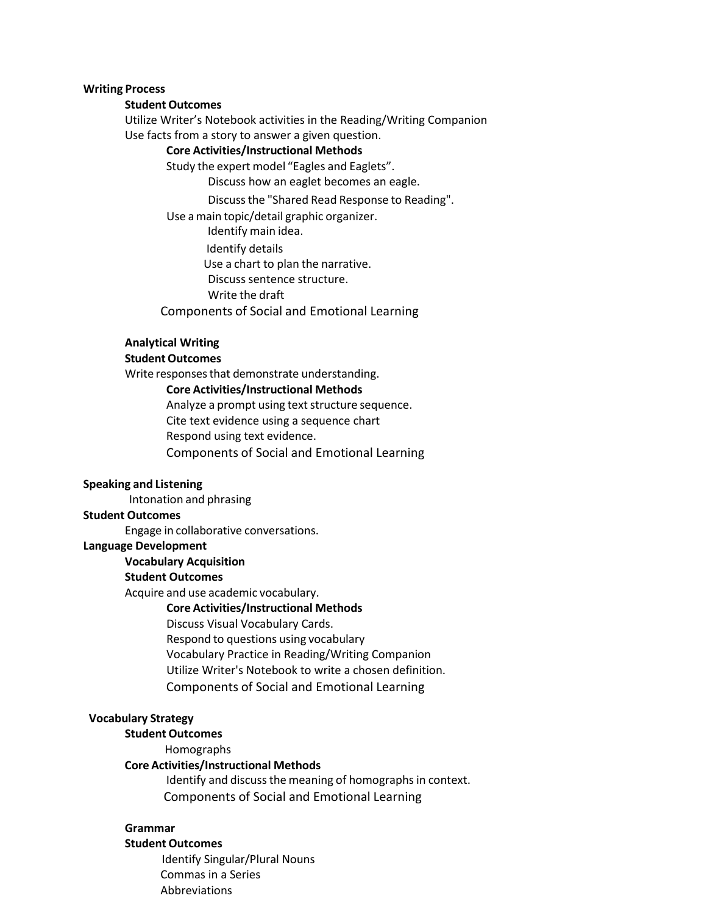**Writing Process**

**Student Outcomes**

Utilize Writer's Notebook activities in the Reading/Writing Companion

Use facts from a story to answer a given question.

**Core Activities/Instructional Methods**

Study the expert model "Eagles and Eaglets".

Discuss how an eaglet becomes an eagle.

Discuss the "Shared Read Response to Reading".

Use a main topic/detail graphic organizer.

Identify main idea.

Identify details

Use a chart to plan the narrative.

Discuss sentence structure.

Write the draft

Components of Social and Emotional Learning

**Analytical Writing**

**Student Outcomes**

Write responses that demonstrate understanding.

**Core Activities/Instructional Methods**

Analyze a prompt using text structure sequence.

Cite text evidence using a sequence chart

Respond using text evidence.

Components of Social and Emotional Learning

**Speaking and Listening**

Intonation and phrasing

**Student Outcomes**

Engage in collaborative conversations.

**Language Development**

**Vocabulary Acquisition**

**Student Outcomes**

Acquire and use academic vocabulary.

**Core Activities/Instructional Methods**

Discuss Visual Vocabulary Cards.

Respond to questions using vocabulary

Vocabulary Practice in Reading/Writing Companion

Utilize Writer's Notebook to write a chosen definition.

Components of Social and Emotional Learning

**Vocabulary Strategy**

**Student Outcomes**

Homographs

**Core Activities/Instructional Methods**

Identify and discuss the meaning of homographs in context.

Components of Social and Emotional Learning

**Grammar**

**Student Outcomes**

Identify Singular/Plural Nouns

Commas in a Series

Abbreviations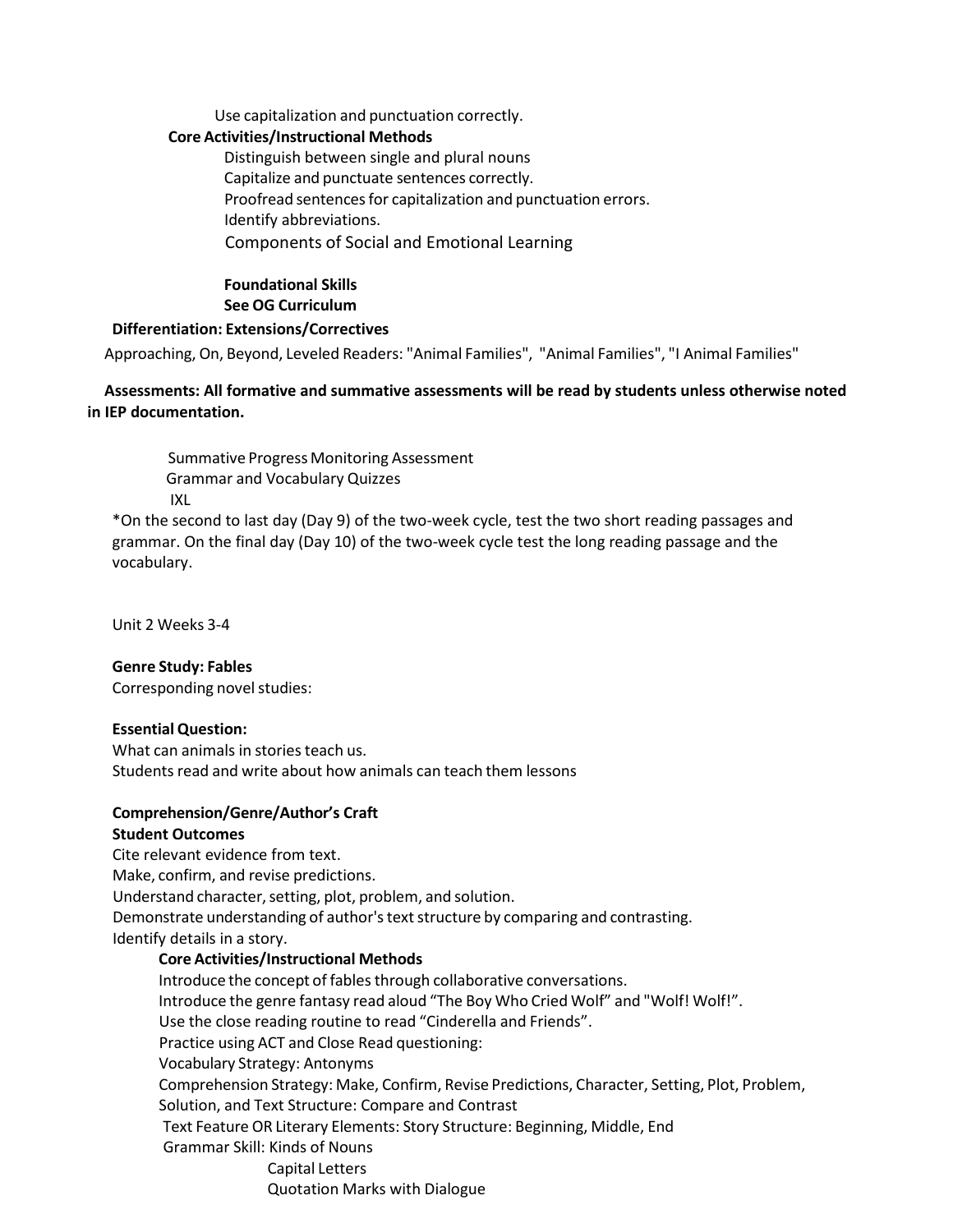Use capitalization and punctuation correctly.

**Core Activities/Instructional Methods**

Distinguish between single and plural nouns
Capitalize and punctuate sentences correctly.
Proofread sentences for capitalization and punctuation errors.
Identify abbreviations.
Components of Social and Emotional Learning

**Foundational Skills**
**See OG Curriculum**

**Differentiation: Extensions/Correctives**

Approaching, On, Beyond, Leveled Readers: "Animal Families", "Animal Families", "I Animal Families"

**Assessments: All formative and summative assessments will be read by students unless otherwise noted in IEP documentation.**

Summative Progress Monitoring Assessment
Grammar and Vocabulary Quizzes
IXL

*On the second to last day (Day 9) of the two-week cycle, test the two short reading passages and grammar. On the final day (Day 10) of the two-week cycle test the long reading passage and the vocabulary.

Unit 2 Weeks 3-4

**Genre Study: Fables**
Corresponding novel studies:

**Essential Question:**
What can animals in stories teach us.
Students read and write about how animals can teach them lessons

**Comprehension/Genre/Author's Craft**
**Student Outcomes**
Cite relevant evidence from text.
Make, confirm, and revise predictions.
Understand character, setting, plot, problem, and solution.
Demonstrate understanding of author's text structure by comparing and contrasting.
Identify details in a story.

**Core Activities/Instructional Methods**

Introduce the concept of fables through collaborative conversations.
Introduce the genre fantasy read aloud "The Boy Who Cried Wolf" and "Wolf! Wolf!".
Use the close reading routine to read "Cinderella and Friends".
Practice using ACT and Close Read questioning:
Vocabulary Strategy: Antonyms
Comprehension Strategy: Make, Confirm, Revise Predictions, Character, Setting, Plot, Problem, Solution, and Text Structure: Compare and Contrast
Text Feature OR Literary Elements: Story Structure: Beginning, Middle, End
Grammar Skill: Kinds of Nouns
Capital Letters
Quotation Marks with Dialogue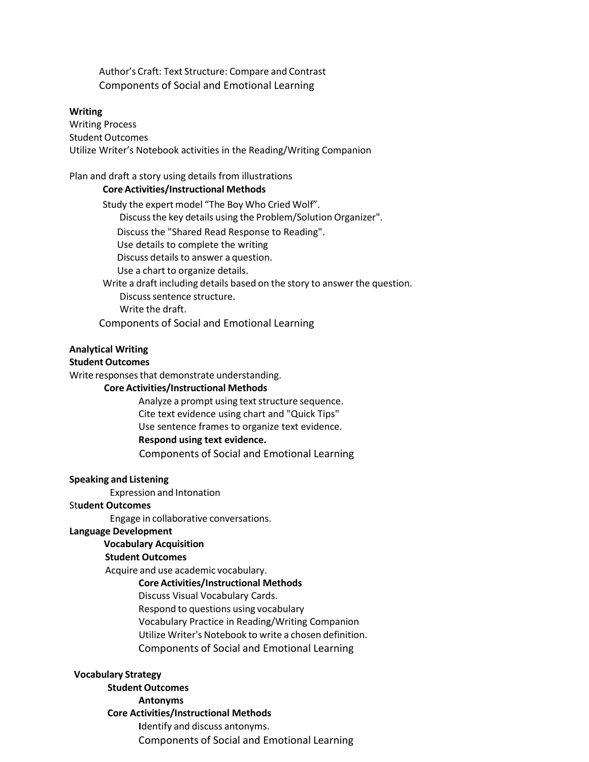Author's Craft: Text Structure: Compare and Contrast

Components of Social and Emotional Learning

**Writing**

Writing Process

Student Outcomes

Utilize Writer's Notebook activities in the Reading/Writing Companion

Plan and draft a story using details from illustrations

**Core Activities/Instructional Methods**

Study the expert model "The Boy Who Cried Wolf".

Discuss the key details using the Problem/Solution Organizer".

Discuss the "Shared Read Response to Reading".

Use details to complete the writing

Discuss details to answer a question.

Use a chart to organize details.

Write a draft including details based on the story to answer the question.

Discuss sentence structure.

Write the draft.

Components of Social and Emotional Learning

**Analytical Writing**

**Student Outcomes**

Write responses that demonstrate understanding.

**Core Activities/Instructional Methods**

Analyze a prompt using text structure sequence.

Cite text evidence using chart and "Quick Tips"

Use sentence frames to organize text evidence.

**Respond using text evidence.**

Components of Social and Emotional Learning

**Speaking and Listening**

Expression and Intonation

St**udent Outcomes**

Engage in collaborative conversations.

**Language Development**

**Vocabulary Acquisition**

**Student Outcomes**

Acquire and use academic vocabulary.

**Core Activities/Instructional Methods**

Discuss Visual Vocabulary Cards.

Respond to questions using vocabulary

Vocabulary Practice in Reading/Writing Companion

Utilize Writer's Notebook to write a chosen definition.

Components of Social and Emotional Learning

**Vocabulary Strategy**

**Student Outcomes**

**Antonyms**

**Core Activities/Instructional Methods**

**I**dentify and discuss antonyms.

Components of Social and Emotional Learning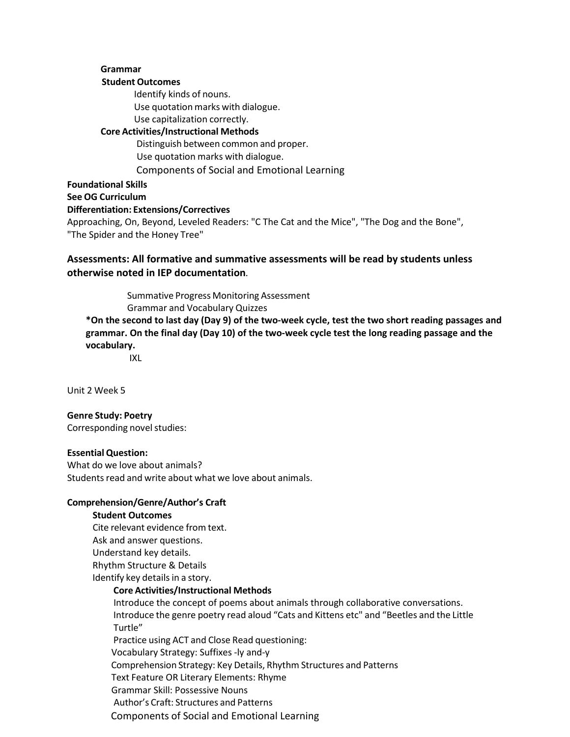**Grammar**

**Student Outcomes**

Identify kinds of nouns.
Use quotation marks with dialogue.
Use capitalization correctly.

**Core Activities/Instructional Methods**

Distinguish between common and proper.
Use quotation marks with dialogue.
Components of Social and Emotional Learning

**Foundational Skills**

**See OG Curriculum**

**Differentiation: Extensions/Correctives**

Approaching, On, Beyond, Leveled Readers: "C The Cat and the Mice", "The Dog and the Bone", "The Spider and the Honey Tree"

**Assessments: All formative and summative assessments will be read by students unless otherwise noted in IEP documentation**.

Summative Progress Monitoring Assessment
Grammar and Vocabulary Quizzes

**\*On the second to last day (Day 9) of the two-week cycle, test the two short reading passages and grammar. On the final day (Day 10) of the two-week cycle test the long reading passage and the vocabulary.**

IXL

Unit 2 Week 5

**Genre Study: Poetry**

Corresponding novel studies:

**Essential Question:**

What do we love about animals?
Students read and write about what we love about animals.

**Comprehension/Genre/Author's Craft**

**Student Outcomes**

Cite relevant evidence from text.
Ask and answer questions.
Understand key details.
Rhythm Structure & Details
Identify key details in a story.

**Core Activities/Instructional Methods**

Introduce the concept of poems about animals through collaborative conversations.
Introduce the genre poetry read aloud "Cats and Kittens etc" and "Beetles and the Little Turtle"
Practice using ACT and Close Read questioning:
Vocabulary Strategy: Suffixes -ly and-y
Comprehension Strategy: Key Details, Rhythm Structures and Patterns
Text Feature OR Literary Elements: Rhyme
Grammar Skill: Possessive Nouns
Author's Craft: Structures and Patterns
Components of Social and Emotional Learning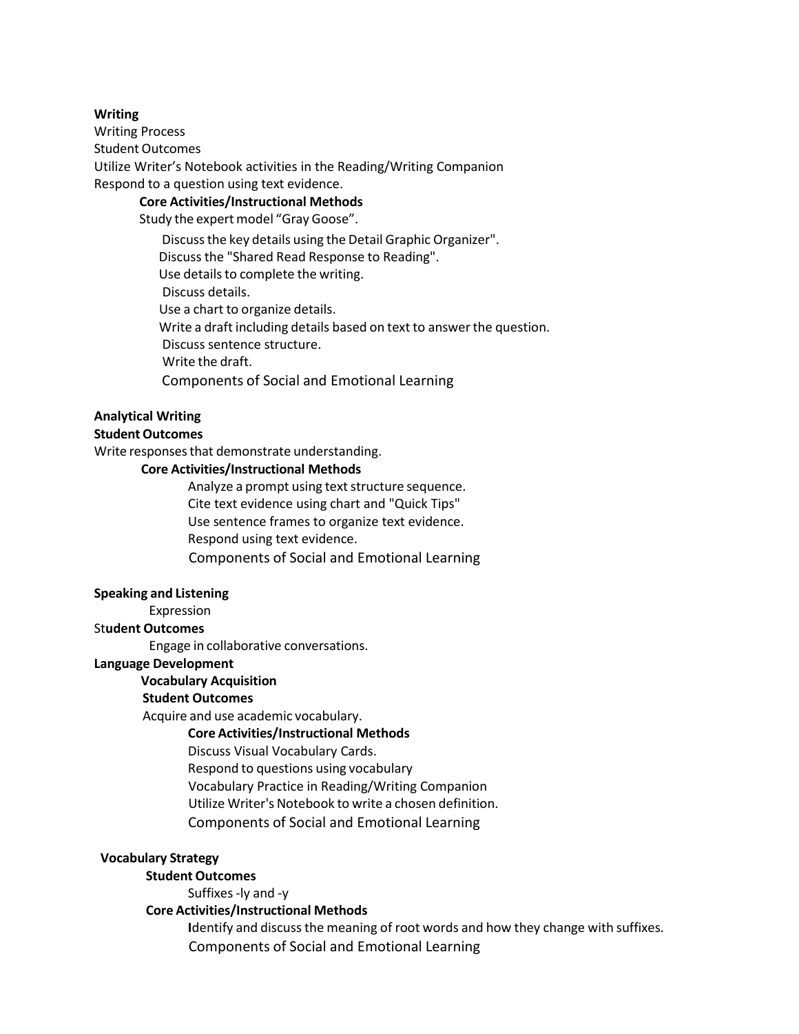**Writing**

Writing Process

Student Outcomes

Utilize Writer's Notebook activities in the Reading/Writing Companion

Respond to a question using text evidence.

**Core Activities/Instructional Methods**

Study the expert model "Gray Goose".

Discuss the key details using the Detail Graphic Organizer".

Discuss the "Shared Read Response to Reading".

Use details to complete the writing.

Discuss details.

Use a chart to organize details.

Write a draft including details based on text to answer the question.

Discuss sentence structure.

Write the draft.

Components of Social and Emotional Learning

**Analytical Writing**

**Student Outcomes**

Write responses that demonstrate understanding.

**Core Activities/Instructional Methods**

Analyze a prompt using text structure sequence.

Cite text evidence using chart and "Quick Tips"

Use sentence frames to organize text evidence.

Respond using text evidence.

Components of Social and Emotional Learning

**Speaking and Listening**

Expression

St**udent Outcomes**

Engage in collaborative conversations.

**Language Development**

**Vocabulary Acquisition**

**Student Outcomes**

Acquire and use academic vocabulary.

**Core Activities/Instructional Methods**

Discuss Visual Vocabulary Cards.

Respond to questions using vocabulary

Vocabulary Practice in Reading/Writing Companion

Utilize Writer's Notebook to write a chosen definition.

Components of Social and Emotional Learning

**Vocabulary Strategy**

**Student Outcomes**

Suffixes -ly and -y

**Core Activities/Instructional Methods**

**I**dentify and discuss the meaning of root words and how they change with suffixes.

Components of Social and Emotional Learning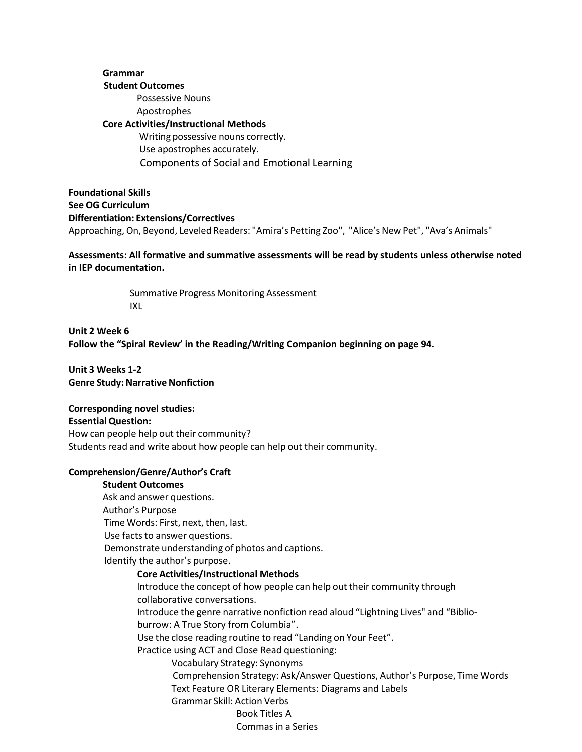**Grammar**

**Student Outcomes**

Possessive Nouns

Apostrophes

**Core Activities/Instructional Methods**

Writing possessive nouns correctly.

Use apostrophes accurately.

Components of Social and Emotional Learning

**Foundational Skills**

**See OG Curriculum**

**Differentiation: Extensions/Correctives**

Approaching, On, Beyond, Leveled Readers: "Amira's Petting Zoo", "Alice's New Pet", "Ava's Animals"

**Assessments: All formative and summative assessments will be read by students unless otherwise noted in IEP documentation.**

Summative Progress Monitoring Assessment

IXL

**Unit 2 Week 6**

**Follow the "Spiral Review' in the Reading/Writing Companion beginning on page 94.**

**Unit 3 Weeks 1-2**

**Genre Study: Narrative Nonfiction**

**Corresponding novel studies:**

**Essential Question:**

How can people help out their community?

Students read and write about how people can help out their community.

**Comprehension/Genre/Author's Craft**

**Student Outcomes**

Ask and answer questions.

Author's Purpose

Time Words: First, next, then, last.

Use facts to answer questions.

Demonstrate understanding of photos and captions.

Identify the author's purpose.

**Core Activities/Instructional Methods**

Introduce the concept of how people can help out their community through collaborative conversations.

Introduce the genre narrative nonfiction read aloud "Lightning Lives" and "Biblio-burrow: A True Story from Columbia".

Use the close reading routine to read "Landing on Your Feet".

Practice using ACT and Close Read questioning:

Vocabulary Strategy: Synonyms

Comprehension Strategy: Ask/Answer Questions, Author's Purpose, Time Words

Text Feature OR Literary Elements: Diagrams and Labels

Grammar Skill: Action Verbs

Book Titles A

Commas in a Series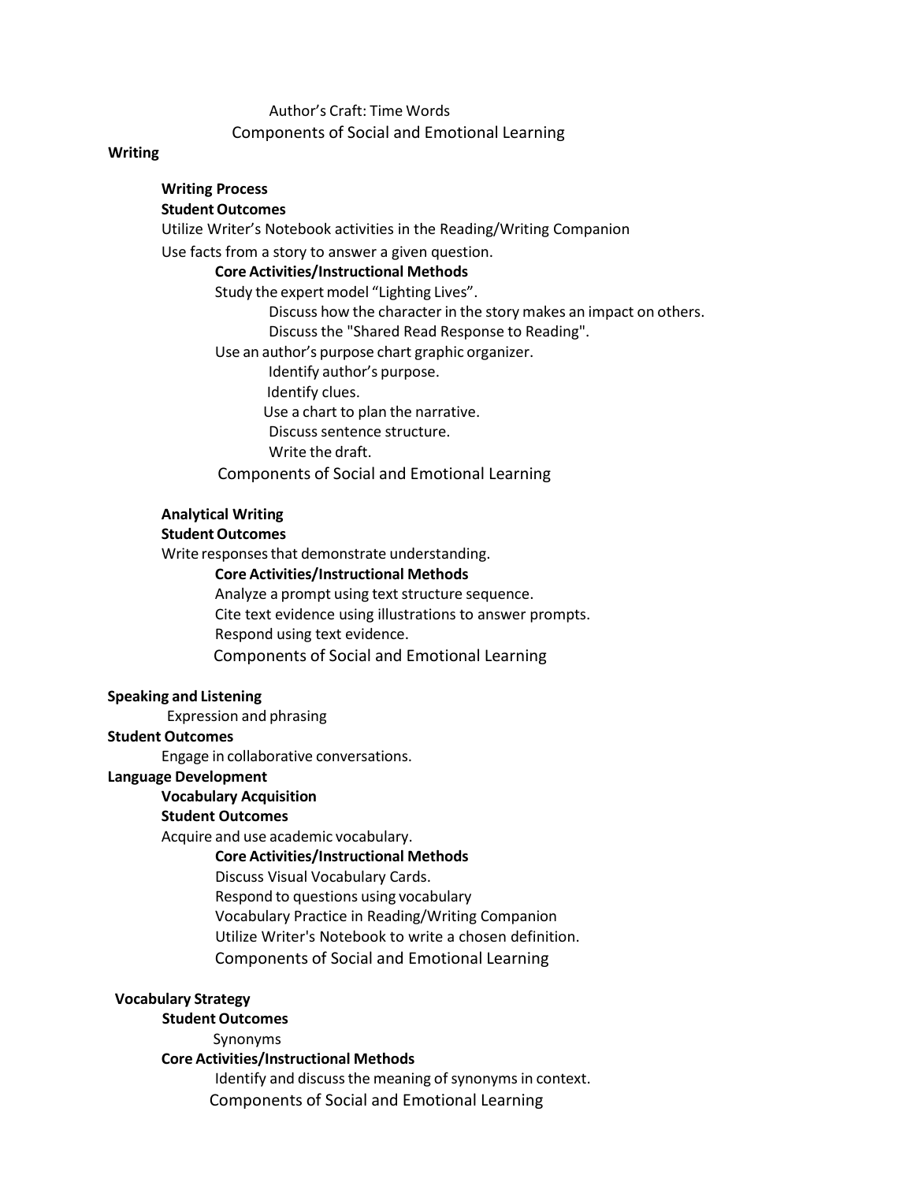Author's Craft: Time Words

Components of Social and Emotional Learning

**Writing**

**Writing Process**

**Student Outcomes**

Utilize Writer's Notebook activities in the Reading/Writing Companion

Use facts from a story to answer a given question.

**Core Activities/Instructional Methods**

Study the expert model "Lighting Lives".

Discuss how the character in the story makes an impact on others.

Discuss the "Shared Read Response to Reading".

Use an author's purpose chart graphic organizer.

Identify author's purpose.

Identify clues.

Use a chart to plan the narrative.

Discuss sentence structure.

Write the draft.

Components of Social and Emotional Learning

**Analytical Writing**

**Student Outcomes**

Write responses that demonstrate understanding.

**Core Activities/Instructional Methods**

Analyze a prompt using text structure sequence.

Cite text evidence using illustrations to answer prompts.

Respond using text evidence.

Components of Social and Emotional Learning

**Speaking and Listening**

Expression and phrasing

**Student Outcomes**

Engage in collaborative conversations.

**Language Development**

**Vocabulary Acquisition**

**Student Outcomes**

Acquire and use academic vocabulary.

**Core Activities/Instructional Methods**

Discuss Visual Vocabulary Cards.

Respond to questions using vocabulary

Vocabulary Practice in Reading/Writing Companion

Utilize Writer's Notebook to write a chosen definition.

Components of Social and Emotional Learning

**Vocabulary Strategy**

**Student Outcomes**

Synonyms

**Core Activities/Instructional Methods**

Identify and discuss the meaning of synonyms in context.

Components of Social and Emotional Learning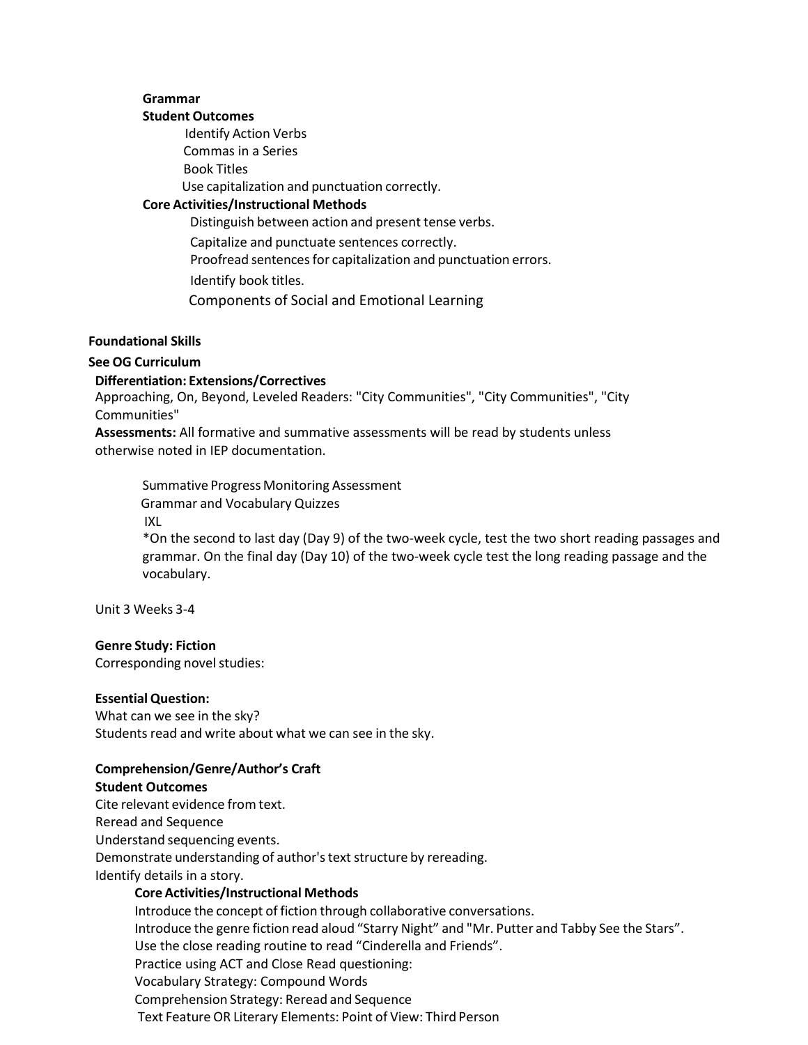**Grammar**

**Student Outcomes**

Identify Action Verbs
Commas in a Series
Book Titles
Use capitalization and punctuation correctly.

**Core Activities/Instructional Methods**

Distinguish between action and present tense verbs.
Capitalize and punctuate sentences correctly.
Proofread sentences for capitalization and punctuation errors.
Identify book titles.
Components of Social and Emotional Learning

**Foundational Skills**

**See OG Curriculum**

**Differentiation: Extensions/Correctives**
Approaching, On, Beyond, Leveled Readers: "City Communities", "City Communities", "City Communities"

**Assessments:** All formative and summative assessments will be read by students unless otherwise noted in IEP documentation.

Summative Progress Monitoring Assessment
Grammar and Vocabulary Quizzes
IXL
*On the second to last day (Day 9) of the two-week cycle, test the two short reading passages and grammar. On the final day (Day 10) of the two-week cycle test the long reading passage and the vocabulary.

Unit 3 Weeks 3-4

**Genre Study: Fiction**
Corresponding novel studies:

**Essential Question:**
What can we see in the sky?
Students read and write about what we can see in the sky.

**Comprehension/Genre/Author's Craft**

**Student Outcomes**
Cite relevant evidence from text.
Reread and Sequence
Understand sequencing events.
Demonstrate understanding of author's text structure by rereading.
Identify details in a story.

**Core Activities/Instructional Methods**

Introduce the concept of fiction through collaborative conversations.
Introduce the genre fiction read aloud "Starry Night" and "Mr. Putter and Tabby See the Stars".
Use the close reading routine to read "Cinderella and Friends".
Practice using ACT and Close Read questioning:
Vocabulary Strategy: Compound Words
Comprehension Strategy: Reread and Sequence
Text Feature OR Literary Elements: Point of View: Third Person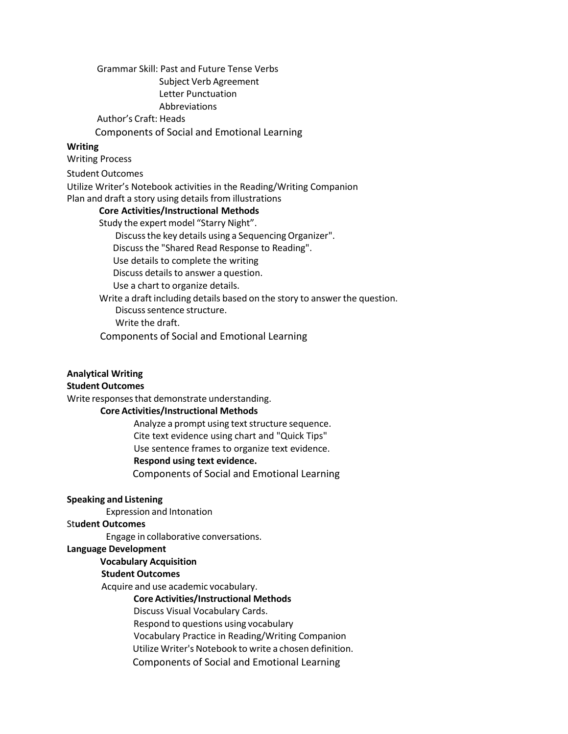Grammar Skill: Past and Future Tense Verbs
Subject Verb Agreement
Letter Punctuation
Abbreviations

Author's Craft: Heads

Components of Social and Emotional Learning

**Writing**

Writing Process

Student Outcomes

Utilize Writer's Notebook activities in the Reading/Writing Companion
Plan and draft a story using details from illustrations

**Core Activities/Instructional Methods**

Study the expert model "Starry Night".
Discuss the key details using a Sequencing Organizer".
Discuss the "Shared Read Response to Reading".
Use details to complete the writing
Discuss details to answer a question.
Use a chart to organize details.

Write a draft including details based on the story to answer the question.
Discuss sentence structure.
Write the draft.

Components of Social and Emotional Learning

**Analytical Writing**

**Student Outcomes**

Write responses that demonstrate understanding.

**Core Activities/Instructional Methods**

Analyze a prompt using text structure sequence.
Cite text evidence using chart and "Quick Tips"
Use sentence frames to organize text evidence.
**Respond using text evidence.**
Components of Social and Emotional Learning

**Speaking and Listening**

Expression and Intonation

St**udent Outcomes**

Engage in collaborative conversations.

**Language Development**

**Vocabulary Acquisition**

**Student Outcomes**

Acquire and use academic vocabulary.

**Core Activities/Instructional Methods**

Discuss Visual Vocabulary Cards.
Respond to questions using vocabulary
Vocabulary Practice in Reading/Writing Companion
Utilize Writer's Notebook to write a chosen definition.
Components of Social and Emotional Learning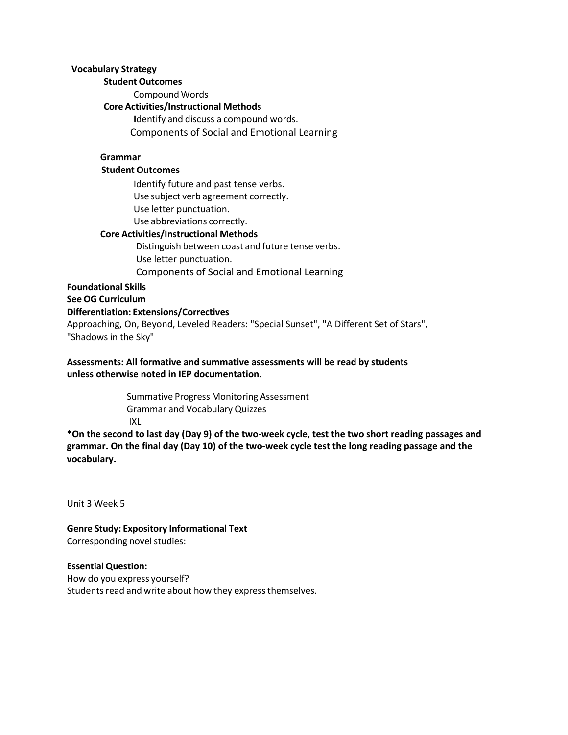**Vocabulary Strategy**

**Student Outcomes**

Compound Words

**Core Activities/Instructional Methods**

Identify and discuss a compound words.

Components of Social and Emotional Learning

**Grammar**

**Student Outcomes**

Identify future and past tense verbs.
Use subject verb agreement correctly.
Use letter punctuation.
Use abbreviations correctly.

**Core Activities/Instructional Methods**

Distinguish between coast and future tense verbs.
Use letter punctuation.
Components of Social and Emotional Learning

**Foundational Skills**

**See OG Curriculum**

**Differentiation: Extensions/Correctives**

Approaching, On, Beyond, Leveled Readers: "Special Sunset", "A Different Set of Stars", "Shadows in the Sky"

**Assessments: All formative and summative assessments will be read by students unless otherwise noted in IEP documentation.**

Summative Progress Monitoring Assessment
Grammar and Vocabulary Quizzes
IXL

**\*On the second to last day (Day 9) of the two-week cycle, test the two short reading passages and grammar. On the final day (Day 10) of the two-week cycle test the long reading passage and the vocabulary.**

Unit 3 Week 5

**Genre Study: Expository Informational Text**

Corresponding novel studies:

**Essential Question:**

How do you express yourself?
Students read and write about how they express themselves.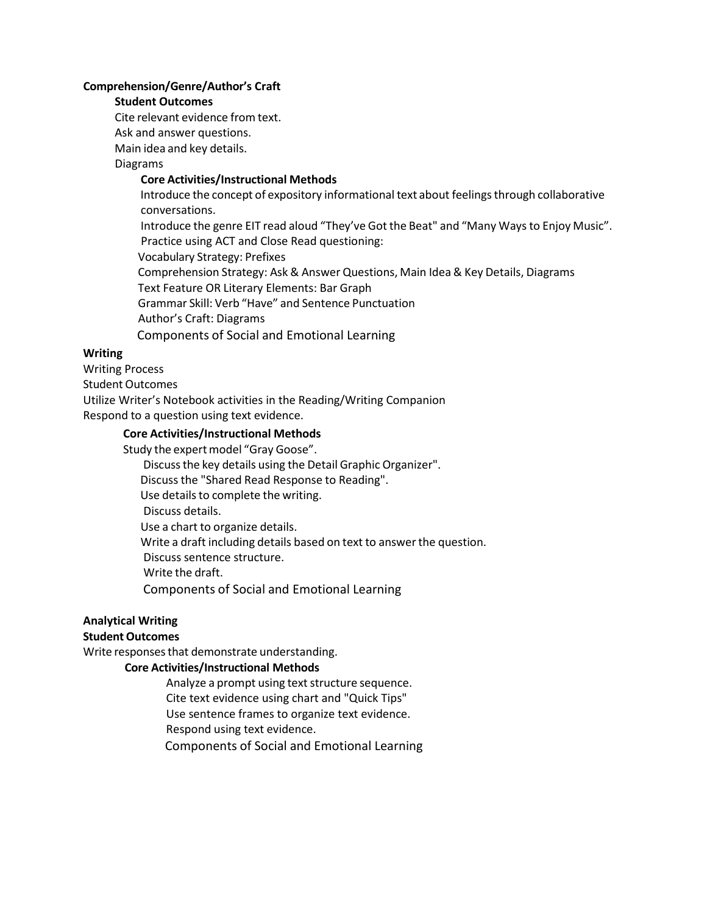**Comprehension/Genre/Author's Craft**

**Student Outcomes**

Cite relevant evidence from text.
Ask and answer questions.
Main idea and key details.
Diagrams

**Core Activities/Instructional Methods**

Introduce the concept of expository informational text about feelings through collaborative conversations.
Introduce the genre EIT read aloud "They've Got the Beat" and "Many Ways to Enjoy Music".
Practice using ACT and Close Read questioning:
Vocabulary Strategy: Prefixes
Comprehension Strategy: Ask & Answer Questions, Main Idea & Key Details, Diagrams
Text Feature OR Literary Elements: Bar Graph
Grammar Skill: Verb "Have" and Sentence Punctuation
Author's Craft: Diagrams
Components of Social and Emotional Learning

**Writing**

Writing Process
Student Outcomes
Utilize Writer's Notebook activities in the Reading/Writing Companion
Respond to a question using text evidence.

**Core Activities/Instructional Methods**

Study the expert model "Gray Goose".
Discuss the key details using the Detail Graphic Organizer".
Discuss the "Shared Read Response to Reading".
Use details to complete the writing.
Discuss details.
Use a chart to organize details.
Write a draft including details based on text to answer the question.
Discuss sentence structure.
Write the draft.
Components of Social and Emotional Learning

**Analytical Writing**

**Student Outcomes**

Write responses that demonstrate understanding.

**Core Activities/Instructional Methods**

Analyze a prompt using text structure sequence.
Cite text evidence using chart and "Quick Tips"
Use sentence frames to organize text evidence.
Respond using text evidence.
Components of Social and Emotional Learning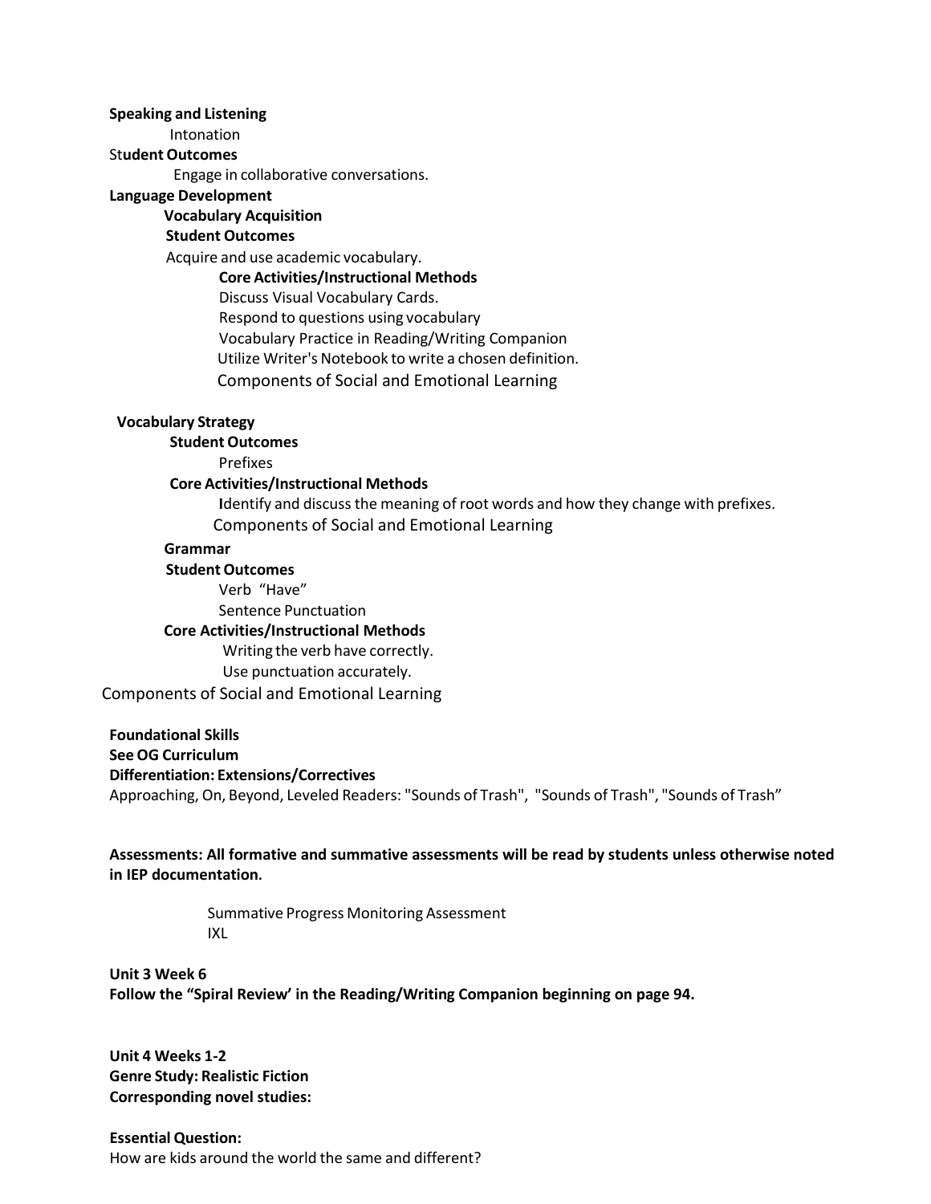**Speaking and Listening**

Intonation

**Student Outcomes**

Engage in collaborative conversations.

**Language Development**

**Vocabulary Acquisition**

**Student Outcomes**

Acquire and use academic vocabulary.

**Core Activities/Instructional Methods**

Discuss Visual Vocabulary Cards.

Respond to questions using vocabulary

Vocabulary Practice in Reading/Writing Companion

Utilize Writer's Notebook to write a chosen definition.

Components of Social and Emotional Learning

**Vocabulary Strategy**

**Student Outcomes**

Prefixes

**Core Activities/Instructional Methods**

**I**dentify and discuss the meaning of root words and how they change with prefixes.

Components of Social and Emotional Learning

**Grammar**

**Student Outcomes**

Verb "Have"

Sentence Punctuation

**Core Activities/Instructional Methods**

Writing the verb have correctly.

Use punctuation accurately.

Components of Social and Emotional Learning

**Foundational Skills**

**See OG Curriculum**

**Differentiation: Extensions/Correctives**

Approaching, On, Beyond, Leveled Readers: "Sounds of Trash", "Sounds of Trash", "Sounds of Trash"

**Assessments: All formative and summative assessments will be read by students unless otherwise noted in IEP documentation.**

Summative Progress Monitoring Assessment

IXL

**Unit 3 Week 6**

**Follow the "Spiral Review' in the Reading/Writing Companion beginning on page 94.**

**Unit 4 Weeks 1-2**

**Genre Study: Realistic Fiction**

**Corresponding novel studies:**

**Essential Question:**

How are kids around the world the same and different?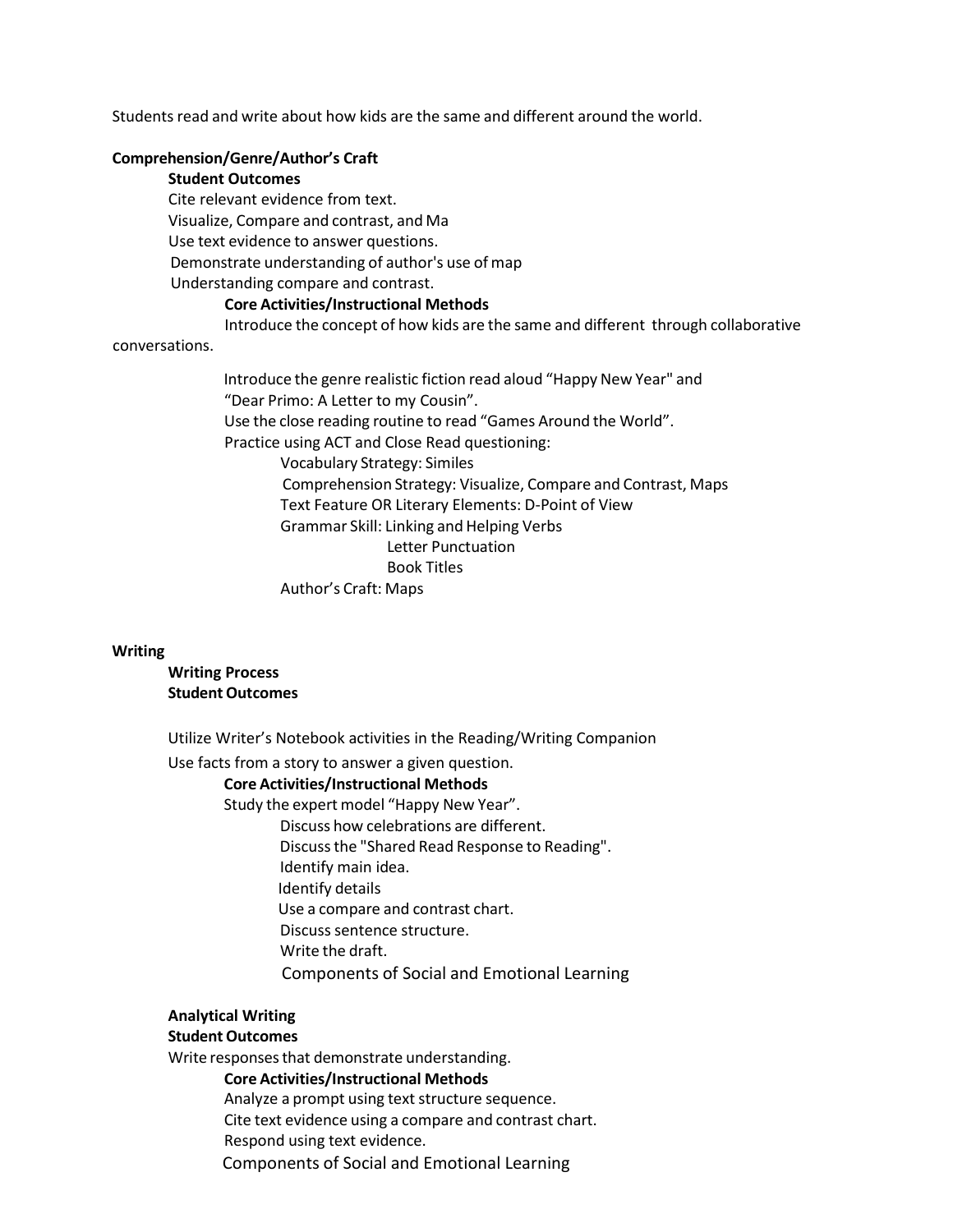Students read and write about how kids are the same and different around the world.

**Comprehension/Genre/Author's Craft**

**Student Outcomes**

Cite relevant evidence from text.
Visualize, Compare and contrast, and Ma
Use text evidence to answer questions.
Demonstrate understanding of author's use of map
Understanding compare and contrast.

**Core Activities/Instructional Methods**

Introduce the concept of how kids are the same and different through collaborative conversations.

Introduce the genre realistic fiction read aloud "Happy New Year" and "Dear Primo: A Letter to my Cousin".
Use the close reading routine to read "Games Around the World".
Practice using ACT and Close Read questioning:

- Vocabulary Strategy: Similes
- Comprehension Strategy: Visualize, Compare and Contrast, Maps
- Text Feature OR Literary Elements: D-Point of View
- Grammar Skill: Linking and Helping Verbs
  - Letter Punctuation
  - Book Titles
- Author's Craft: Maps

**Writing**

**Writing Process**

**Student Outcomes**

Utilize Writer's Notebook activities in the Reading/Writing Companion
Use facts from a story to answer a given question.

**Core Activities/Instructional Methods**

Study the expert model "Happy New Year".

- Discuss how celebrations are different.
- Discuss the "Shared Read Response to Reading".
- Identify main idea.
- Identify details
- Use a compare and contrast chart.
- Discuss sentence structure.
- Write the draft.
- Components of Social and Emotional Learning

**Analytical Writing**

**Student Outcomes**

Write responses that demonstrate understanding.

**Core Activities/Instructional Methods**

Analyze a prompt using text structure sequence.
Cite text evidence using a compare and contrast chart.
Respond using text evidence.
Components of Social and Emotional Learning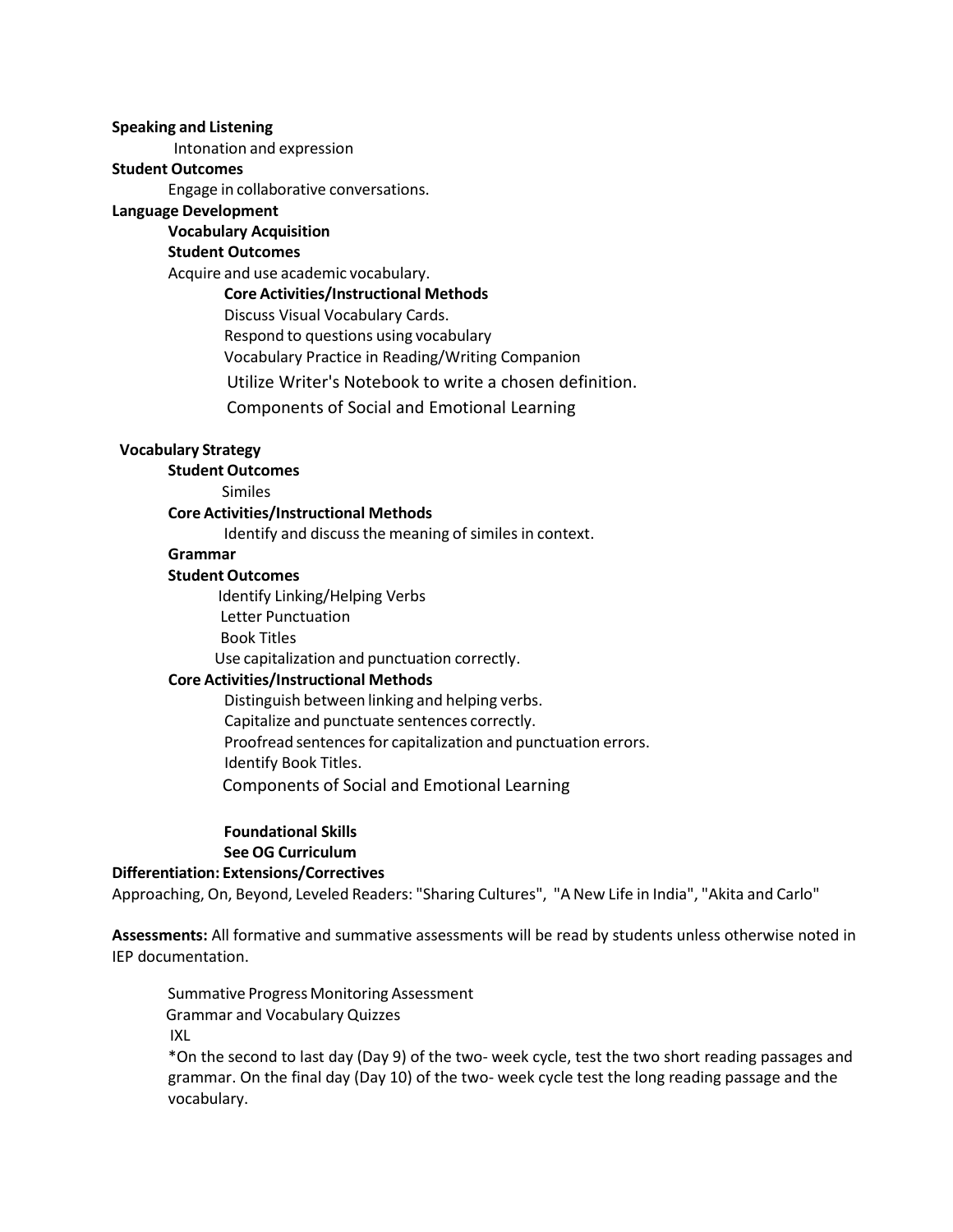**Speaking and Listening**

Intonation and expression

**Student Outcomes**

Engage in collaborative conversations.

**Language Development**

**Vocabulary Acquisition**

**Student Outcomes**

Acquire and use academic vocabulary.

**Core Activities/Instructional Methods**

Discuss Visual Vocabulary Cards.
Respond to questions using vocabulary
Vocabulary Practice in Reading/Writing Companion
Utilize Writer's Notebook to write a chosen definition.
Components of Social and Emotional Learning

**Vocabulary Strategy**

**Student Outcomes**

Similes

**Core Activities/Instructional Methods**

Identify and discuss the meaning of similes in context.

**Grammar**

**Student Outcomes**

Identify Linking/Helping Verbs
Letter Punctuation
Book Titles
Use capitalization and punctuation correctly.

**Core Activities/Instructional Methods**

Distinguish between linking and helping verbs.
Capitalize and punctuate sentences correctly.
Proofread sentences for capitalization and punctuation errors.
Identify Book Titles.
Components of Social and Emotional Learning

**Foundational Skills**

**See OG Curriculum**

**Differentiation: Extensions/Correctives**

Approaching, On, Beyond, Leveled Readers: "Sharing Cultures", "A New Life in India", "Akita and Carlo"

**Assessments:** All formative and summative assessments will be read by students unless otherwise noted in IEP documentation.

Summative Progress Monitoring Assessment
Grammar and Vocabulary Quizzes
IXL
*On the second to last day (Day 9) of the two- week cycle, test the two short reading passages and grammar. On the final day (Day 10) of the two- week cycle test the long reading passage and the vocabulary.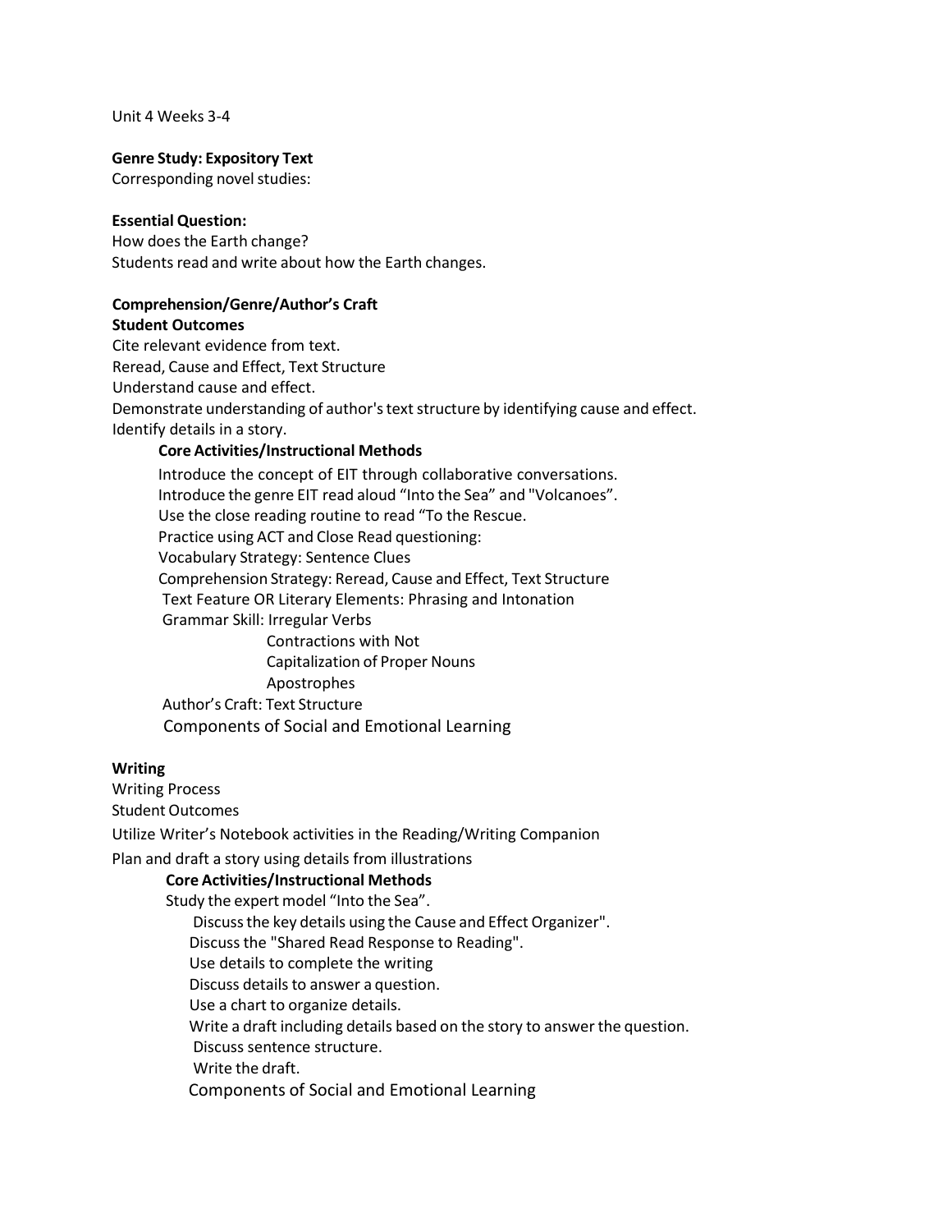Unit 4 Weeks 3-4

**Genre Study: Expository Text**

Corresponding novel studies:

**Essential Question:**

How does the Earth change?

Students read and write about how the Earth changes.

**Comprehension/Genre/Author's Craft**

**Student Outcomes**

Cite relevant evidence from text.

Reread, Cause and Effect, Text Structure

Understand cause and effect.

Demonstrate understanding of author's text structure by identifying cause and effect.

Identify details in a story.

**Core Activities/Instructional Methods**

- Introduce the concept of EIT through collaborative conversations.
- Introduce the genre EIT read aloud "Into the Sea" and "Volcanoes".
- Use the close reading routine to read "To the Rescue.
- Practice using ACT and Close Read questioning:
- Vocabulary Strategy: Sentence Clues
- Comprehension Strategy: Reread, Cause and Effect, Text Structure
- Text Feature OR Literary Elements: Phrasing and Intonation
- Grammar Skill: Irregular Verbs
  - Contractions with Not
  - Capitalization of Proper Nouns
  - Apostrophes
- Author's Craft: Text Structure
- Components of Social and Emotional Learning

**Writing**

Writing Process

Student Outcomes

Utilize Writer's Notebook activities in the Reading/Writing Companion

Plan and draft a story using details from illustrations

**Core Activities/Instructional Methods**

- Study the expert model "Into the Sea".
  - Discuss the key details using the Cause and Effect Organizer".
  - Discuss the "Shared Read Response to Reading".
  - Use details to complete the writing
  - Discuss details to answer a question.
  - Use a chart to organize details.
  - Write a draft including details based on the story to answer the question.
  - Discuss sentence structure.
  - Write the draft.
  - Components of Social and Emotional Learning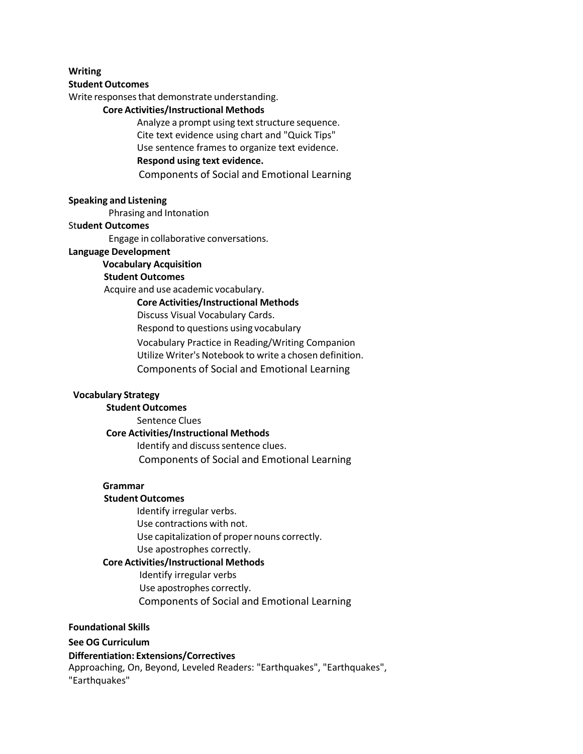**Writing**

**Student Outcomes**

Write responses that demonstrate understanding.

**Core Activities/Instructional Methods**

Analyze a prompt using text structure sequence.
Cite text evidence using chart and "Quick Tips"
Use sentence frames to organize text evidence.
**Respond using text evidence.**
Components of Social and Emotional Learning

**Speaking and Listening**

Phrasing and Intonation

**Student Outcomes**

Engage in collaborative conversations.

**Language Development**

**Vocabulary Acquisition**

**Student Outcomes**

Acquire and use academic vocabulary.

**Core Activities/Instructional Methods**

Discuss Visual Vocabulary Cards.
Respond to questions using vocabulary
Vocabulary Practice in Reading/Writing Companion
Utilize Writer's Notebook to write a chosen definition.
Components of Social and Emotional Learning

**Vocabulary Strategy**

**Student Outcomes**

Sentence Clues

**Core Activities/Instructional Methods**

Identify and discuss sentence clues.
Components of Social and Emotional Learning

**Grammar**

**Student Outcomes**

Identify irregular verbs.
Use contractions with not.
Use capitalization of proper nouns correctly.
Use apostrophes correctly.

**Core Activities/Instructional Methods**

Identify irregular verbs
Use apostrophes correctly.
Components of Social and Emotional Learning

**Foundational Skills**

**See OG Curriculum**

**Differentiation: Extensions/Correctives**

Approaching, On, Beyond, Leveled Readers: "Earthquakes", "Earthquakes", "Earthquakes"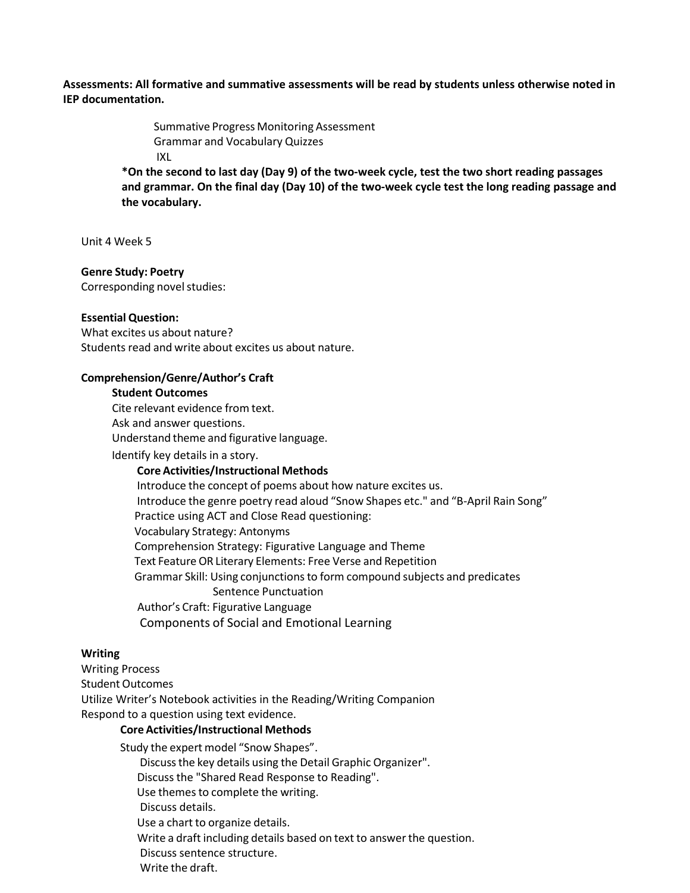**Assessments: All formative and summative assessments will be read by students unless otherwise noted in IEP documentation.**

Summative Progress Monitoring Assessment
Grammar and Vocabulary Quizzes
IXL

**\*On the second to last day (Day 9) of the two-week cycle, test the two short reading passages and grammar. On the final day (Day 10) of the two-week cycle test the long reading passage and the vocabulary.**

Unit 4 Week 5

**Genre Study: Poetry**
Corresponding novel studies:

**Essential Question:**
What excites us about nature?
Students read and write about excites us about nature.

**Comprehension/Genre/Author's Craft**

**Student Outcomes**
Cite relevant evidence from text.
Ask and answer questions.
Understand theme and figurative language.
Identify key details in a story.

**Core Activities/Instructional Methods**
Introduce the concept of poems about how nature excites us.
Introduce the genre poetry read aloud "Snow Shapes etc." and "B-April Rain Song"
Practice using ACT and Close Read questioning:
Vocabulary Strategy: Antonyms
Comprehension Strategy: Figurative Language and Theme
Text Feature OR Literary Elements: Free Verse and Repetition
Grammar Skill: Using conjunctions to form compound subjects and predicates
Sentence Punctuation
Author's Craft: Figurative Language
Components of Social and Emotional Learning

**Writing**
Writing Process
Student Outcomes
Utilize Writer's Notebook activities in the Reading/Writing Companion
Respond to a question using text evidence.

**Core Activities/Instructional Methods**
Study the expert model "Snow Shapes".
Discuss the key details using the Detail Graphic Organizer".
Discuss the "Shared Read Response to Reading".
Use themes to complete the writing.
Discuss details.
Use a chart to organize details.
Write a draft including details based on text to answer the question.
Discuss sentence structure.
Write the draft.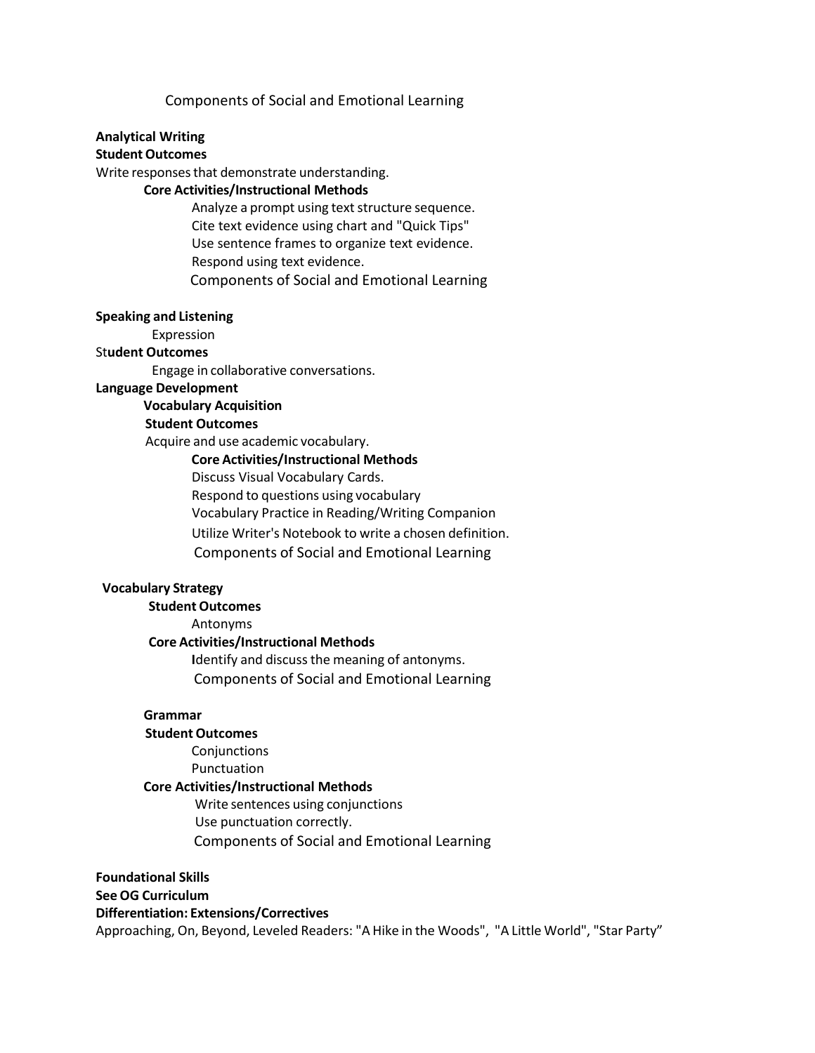Components of Social and Emotional Learning

**Analytical Writing**

**Student Outcomes**

Write responses that demonstrate understanding.

**Core Activities/Instructional Methods**

Analyze a prompt using text structure sequence.
Cite text evidence using chart and "Quick Tips"
Use sentence frames to organize text evidence.
Respond using text evidence.
Components of Social and Emotional Learning

**Speaking and Listening**

Expression

St**udent Outcomes**

Engage in collaborative conversations.

**Language Development**

**Vocabulary Acquisition**

**Student Outcomes**

Acquire and use academic vocabulary.

**Core Activities/Instructional Methods**

Discuss Visual Vocabulary Cards.
Respond to questions using vocabulary
Vocabulary Practice in Reading/Writing Companion
Utilize Writer's Notebook to write a chosen definition.
Components of Social and Emotional Learning

**Vocabulary Strategy**

**Student Outcomes**

Antonyms

**Core Activities/Instructional Methods**

**I**dentify and discuss the meaning of antonyms.
Components of Social and Emotional Learning

**Grammar**

**Student Outcomes**

Conjunctions
Punctuation

**Core Activities/Instructional Methods**

Write sentences using conjunctions
Use punctuation correctly.
Components of Social and Emotional Learning

**Foundational Skills**

**See OG Curriculum**

**Differentiation: Extensions/Correctives**

Approaching, On, Beyond, Leveled Readers: "A Hike in the Woods", "A Little World", "Star Party”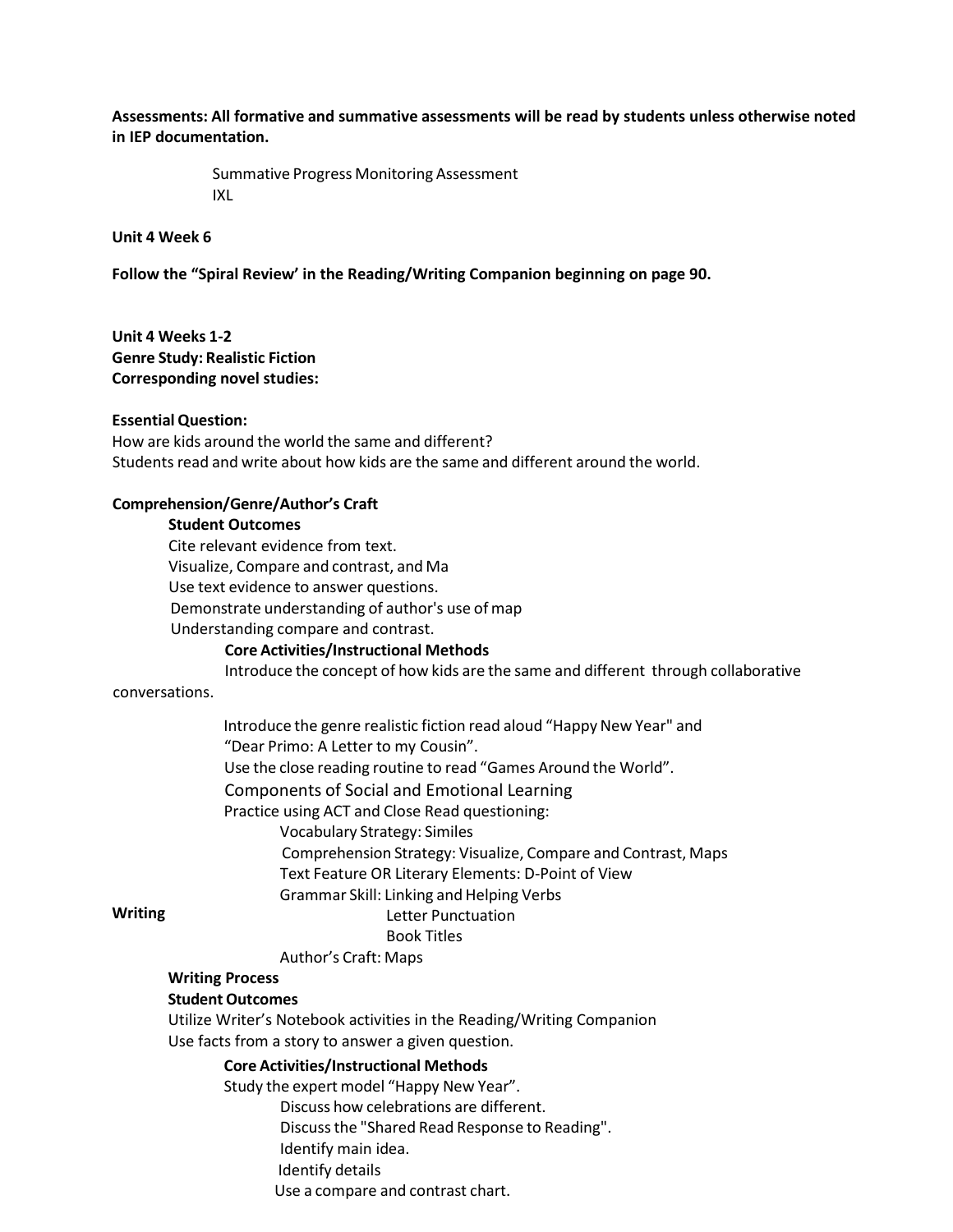**Assessments: All formative and summative assessments will be read by students unless otherwise noted in IEP documentation.**

Summative Progress Monitoring Assessment
IXL

**Unit 4 Week 6**

**Follow the "Spiral Review' in the Reading/Writing Companion beginning on page 90.**

**Unit 4 Weeks 1-2**
**Genre Study: Realistic Fiction**
**Corresponding novel studies:**

**Essential Question:**
How are kids around the world the same and different?
Students read and write about how kids are the same and different around the world.

**Comprehension/Genre/Author's Craft**

**Student Outcomes**

Cite relevant evidence from text.
Visualize, Compare and contrast, and Ma
Use text evidence to answer questions.
Demonstrate understanding of author's use of map
Understanding compare and contrast.

**Core Activities/Instructional Methods**

Introduce the concept of how kids are the same and different through collaborative conversations.

Introduce the genre realistic fiction read aloud "Happy New Year" and "Dear Primo: A Letter to my Cousin".
Use the close reading routine to read "Games Around the World".
Components of Social and Emotional Learning
Practice using ACT and Close Read questioning:

- Vocabulary Strategy: Similes
- Comprehension Strategy: Visualize, Compare and Contrast, Maps
- Text Feature OR Literary Elements: D-Point of View
- Grammar Skill: Linking and Helping Verbs
  - Letter Punctuation
  - Book Titles
- Author's Craft: Maps

**Writing**

**Writing Process**

**Student Outcomes**

Utilize Writer's Notebook activities in the Reading/Writing Companion
Use facts from a story to answer a given question.

**Core Activities/Instructional Methods**

Study the expert model "Happy New Year".

- Discuss how celebrations are different.
- Discuss the "Shared Read Response to Reading".
- Identify main idea.
- Identify details
- Use a compare and contrast chart.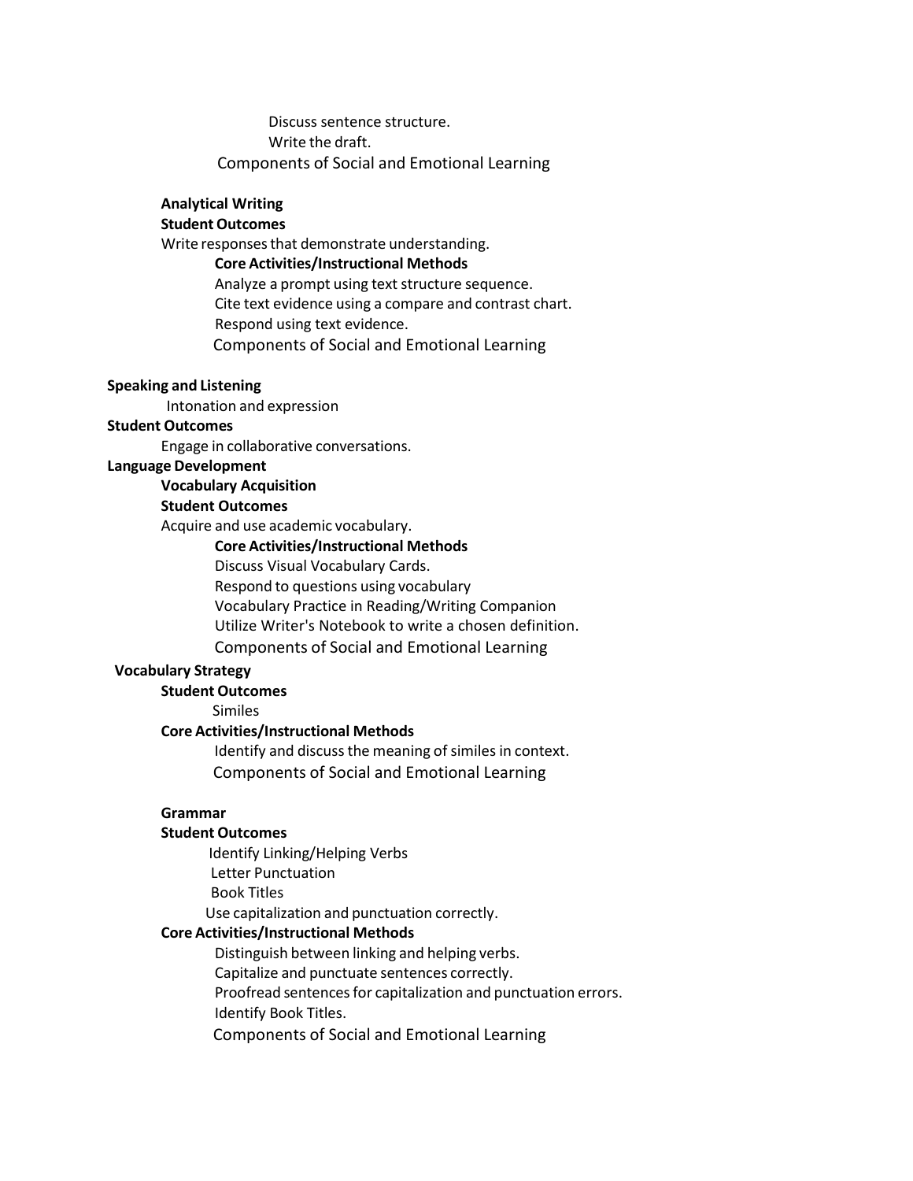Discuss sentence structure.
Write the draft.
Components of Social and Emotional Learning

**Analytical Writing**

**Student Outcomes**

Write responses that demonstrate understanding.

**Core Activities/Instructional Methods**

Analyze a prompt using text structure sequence.
Cite text evidence using a compare and contrast chart.
Respond using text evidence.
Components of Social and Emotional Learning

**Speaking and Listening**

Intonation and expression

**Student Outcomes**

Engage in collaborative conversations.

**Language Development**

**Vocabulary Acquisition**

**Student Outcomes**

Acquire and use academic vocabulary.

**Core Activities/Instructional Methods**

Discuss Visual Vocabulary Cards.
Respond to questions using vocabulary
Vocabulary Practice in Reading/Writing Companion
Utilize Writer's Notebook to write a chosen definition.
Components of Social and Emotional Learning

**Vocabulary Strategy**

**Student Outcomes**

Similes

**Core Activities/Instructional Methods**

Identify and discuss the meaning of similes in context.
Components of Social and Emotional Learning

**Grammar**

**Student Outcomes**

Identify Linking/Helping Verbs
Letter Punctuation
Book Titles
Use capitalization and punctuation correctly.

**Core Activities/Instructional Methods**

Distinguish between linking and helping verbs.
Capitalize and punctuate sentences correctly.
Proofread sentences for capitalization and punctuation errors.
Identify Book Titles.
Components of Social and Emotional Learning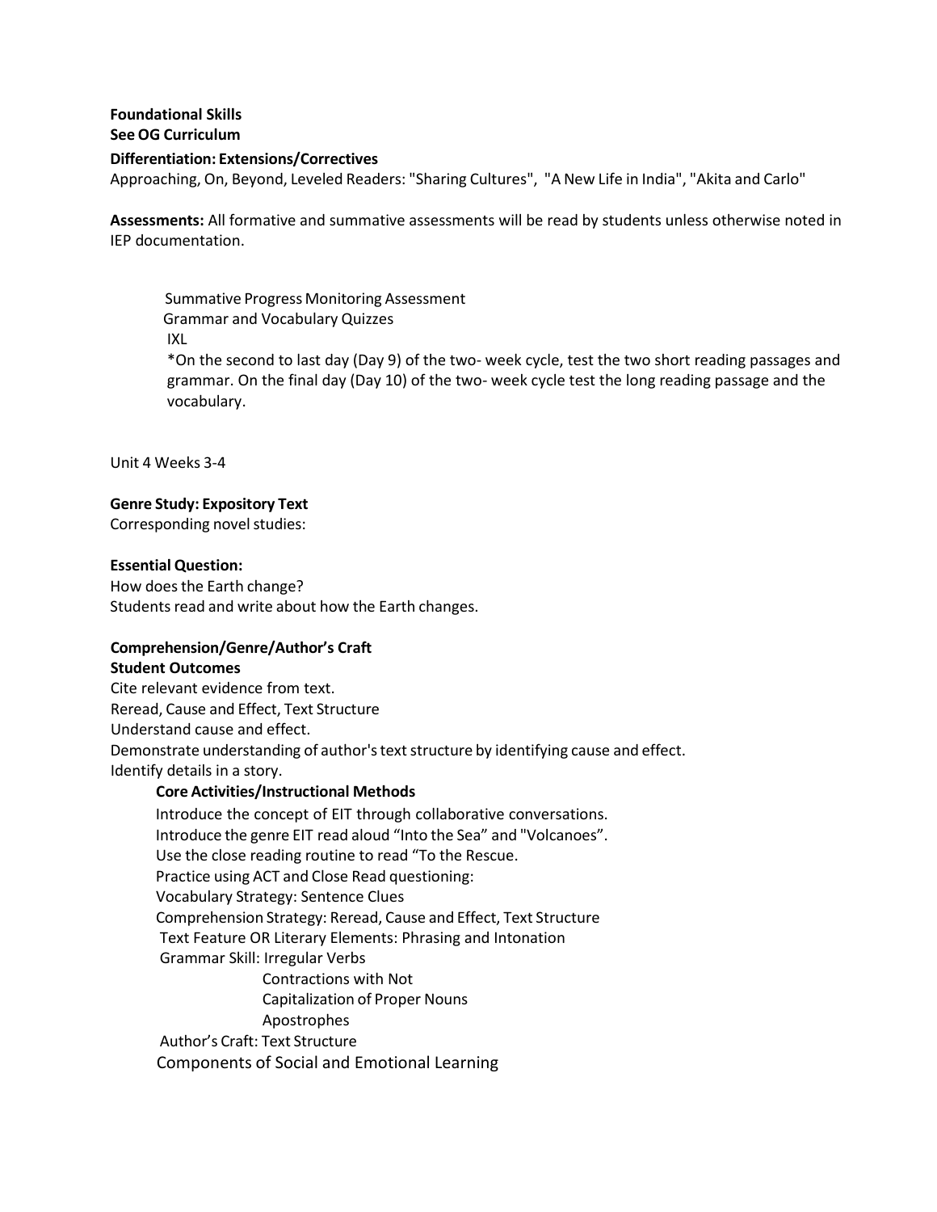**Foundational Skills**
**See OG Curriculum**

**Differentiation: Extensions/Correctives**
Approaching, On, Beyond, Leveled Readers: "Sharing Cultures", "A New Life in India", "Akita and Carlo"

**Assessments:** All formative and summative assessments will be read by students unless otherwise noted in IEP documentation.

Summative Progress Monitoring Assessment
Grammar and Vocabulary Quizzes
IXL
*On the second to last day (Day 9) of the two- week cycle, test the two short reading passages and grammar. On the final day (Day 10) of the two- week cycle test the long reading passage and the vocabulary.

Unit 4 Weeks 3-4

**Genre Study: Expository Text**
Corresponding novel studies:

**Essential Question:**
How does the Earth change?
Students read and write about how the Earth changes.

**Comprehension/Genre/Author's Craft**
**Student Outcomes**
Cite relevant evidence from text.
Reread, Cause and Effect, Text Structure
Understand cause and effect.
Demonstrate understanding of author's text structure by identifying cause and effect.
Identify details in a story.

**Core Activities/Instructional Methods**

Introduce the concept of EIT through collaborative conversations.
Introduce the genre EIT read aloud "Into the Sea" and "Volcanoes".
Use the close reading routine to read "To the Rescue.
Practice using ACT and Close Read questioning:
Vocabulary Strategy: Sentence Clues
Comprehension Strategy: Reread, Cause and Effect, Text Structure
Text Feature OR Literary Elements: Phrasing and Intonation
Grammar Skill: Irregular Verbs
    Contractions with Not
    Capitalization of Proper Nouns
    Apostrophes
Author's Craft: Text Structure
Components of Social and Emotional Learning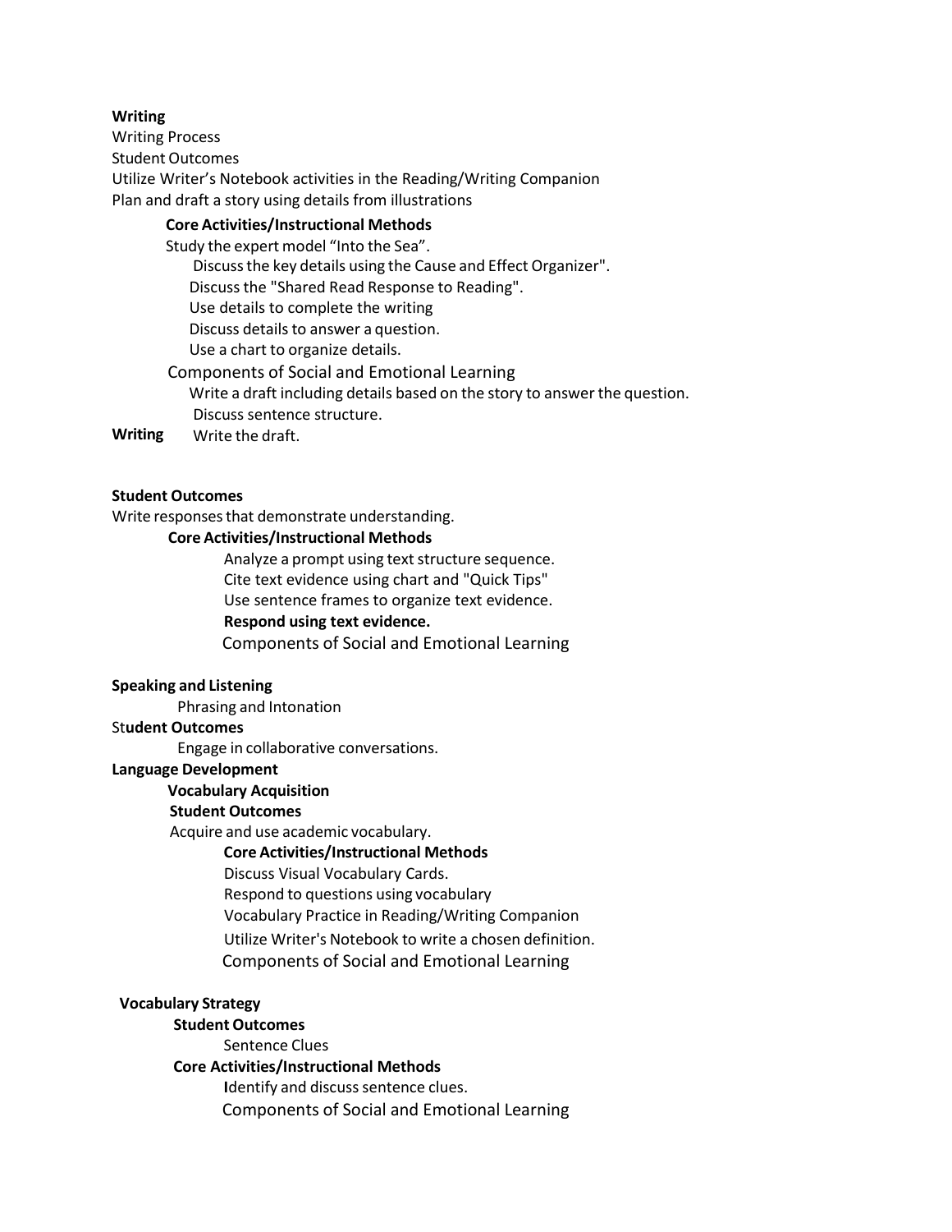**Writing**

Writing Process

Student Outcomes

Utilize Writer's Notebook activities in the Reading/Writing Companion

Plan and draft a story using details from illustrations

**Core Activities/Instructional Methods**

Study the expert model "Into the Sea".

Discuss the key details using the Cause and Effect Organizer".

Discuss the "Shared Read Response to Reading".

Use details to complete the writing

Discuss details to answer a question.

Use a chart to organize details.

Components of Social and Emotional Learning

Write a draft including details based on the story to answer the question.

Discuss sentence structure.

**Writing** Write the draft.

**Student Outcomes**

Write responses that demonstrate understanding.

**Core Activities/Instructional Methods**

Analyze a prompt using text structure sequence.

Cite text evidence using chart and "Quick Tips"

Use sentence frames to organize text evidence.

**Respond using text evidence.**

Components of Social and Emotional Learning

**Speaking and Listening**

Phrasing and Intonation

St**udent Outcomes**

Engage in collaborative conversations.

**Language Development**

**Vocabulary Acquisition**

**Student Outcomes**

Acquire and use academic vocabulary.

**Core Activities/Instructional Methods**

Discuss Visual Vocabulary Cards.

Respond to questions using vocabulary

Vocabulary Practice in Reading/Writing Companion

Utilize Writer's Notebook to write a chosen definition.

Components of Social and Emotional Learning

**Vocabulary Strategy**

**Student Outcomes**

Sentence Clues

**Core Activities/Instructional Methods**

**I**dentify and discuss sentence clues.

Components of Social and Emotional Learning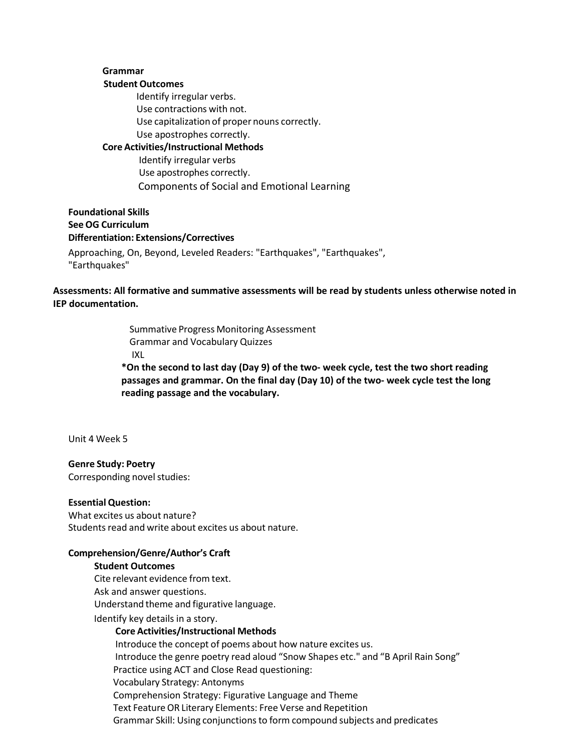**Grammar**

**Student Outcomes**

Identify irregular verbs.
Use contractions with not.
Use capitalization of proper nouns correctly.
Use apostrophes correctly.

**Core Activities/Instructional Methods**

Identify irregular verbs
Use apostrophes correctly.
Components of Social and Emotional Learning

**Foundational Skills**
**See OG Curriculum**
**Differentiation: Extensions/Correctives**

Approaching, On, Beyond, Leveled Readers: "Earthquakes", "Earthquakes", "Earthquakes"

**Assessments: All formative and summative assessments will be read by students unless otherwise noted in IEP documentation.**

Summative Progress Monitoring Assessment
Grammar and Vocabulary Quizzes
IXL

***On the second to last day (Day 9) of the two- week cycle, test the two short reading passages and grammar. On the final day (Day 10) of the two- week cycle test the long reading passage and the vocabulary.**

Unit 4 Week 5

**Genre Study: Poetry**
Corresponding novel studies:

**Essential Question:**
What excites us about nature?
Students read and write about excites us about nature.

**Comprehension/Genre/Author's Craft**

**Student Outcomes**

Cite relevant evidence from text.
Ask and answer questions.
Understand theme and figurative language.
Identify key details in a story.

**Core Activities/Instructional Methods**

Introduce the concept of poems about how nature excites us.
Introduce the genre poetry read aloud "Snow Shapes etc." and "B April Rain Song"
Practice using ACT and Close Read questioning:
Vocabulary Strategy: Antonyms
Comprehension Strategy: Figurative Language and Theme
Text Feature OR Literary Elements: Free Verse and Repetition
Grammar Skill: Using conjunctions to form compound subjects and predicates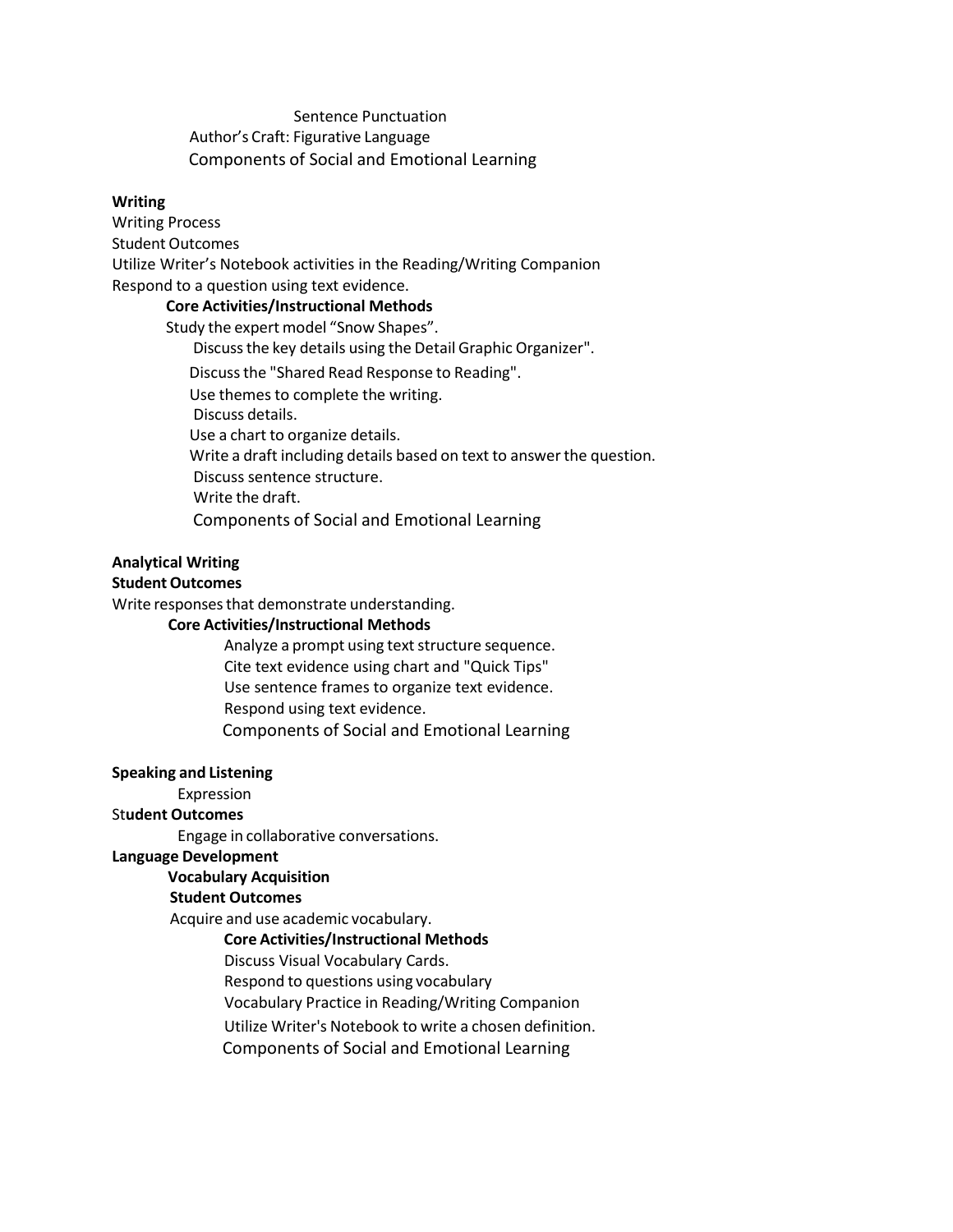Sentence Punctuation
Author's Craft: Figurative Language
Components of Social and Emotional Learning

**Writing**
Writing Process
Student Outcomes
Utilize Writer's Notebook activities in the Reading/Writing Companion
Respond to a question using text evidence.

**Core Activities/Instructional Methods**
Study the expert model "Snow Shapes".
Discuss the key details using the Detail Graphic Organizer".
Discuss the "Shared Read Response to Reading".
Use themes to complete the writing.
Discuss details.
Use a chart to organize details.
Write a draft including details based on text to answer the question.
Discuss sentence structure.
Write the draft.
Components of Social and Emotional Learning

**Analytical Writing**
**Student Outcomes**
Write responses that demonstrate understanding.

**Core Activities/Instructional Methods**
Analyze a prompt using text structure sequence.
Cite text evidence using chart and "Quick Tips"
Use sentence frames to organize text evidence.
Respond using text evidence.
Components of Social and Emotional Learning

**Speaking and Listening**
Expression
St**udent Outcomes**
Engage in collaborative conversations.

**Language Development**
**Vocabulary Acquisition**
**Student Outcomes**
Acquire and use academic vocabulary.

**Core Activities/Instructional Methods**
Discuss Visual Vocabulary Cards.
Respond to questions using vocabulary
Vocabulary Practice in Reading/Writing Companion
Utilize Writer's Notebook to write a chosen definition.
Components of Social and Emotional Learning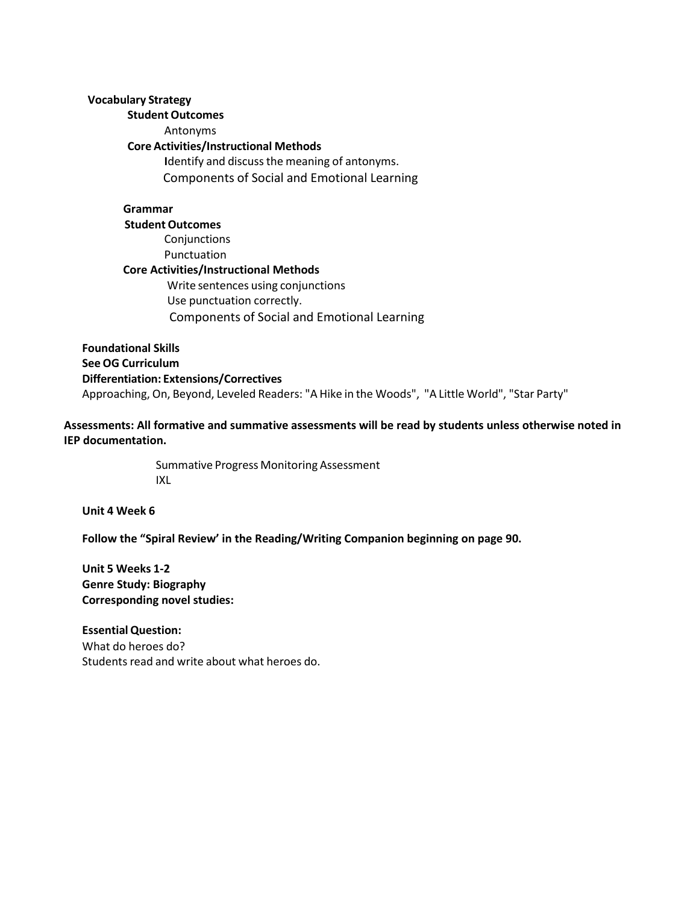**Vocabulary Strategy**

**Student Outcomes**

Antonyms

**Core Activities/Instructional Methods**

Identify and discuss the meaning of antonyms.

Components of Social and Emotional Learning

**Grammar**

**Student Outcomes**

Conjunctions

Punctuation

**Core Activities/Instructional Methods**

Write sentences using conjunctions

Use punctuation correctly.

Components of Social and Emotional Learning

**Foundational Skills**

**See OG Curriculum**

**Differentiation: Extensions/Correctives**

Approaching, On, Beyond, Leveled Readers: "A Hike in the Woods", "A Little World", "Star Party"

**Assessments: All formative and summative assessments will be read by students unless otherwise noted in IEP documentation.**

Summative Progress Monitoring Assessment

IXL

**Unit 4 Week 6**

**Follow the "Spiral Review' in the Reading/Writing Companion beginning on page 90.**

**Unit 5 Weeks 1-2**

**Genre Study: Biography**

**Corresponding novel studies:**

**Essential Question:**

What do heroes do?

Students read and write about what heroes do.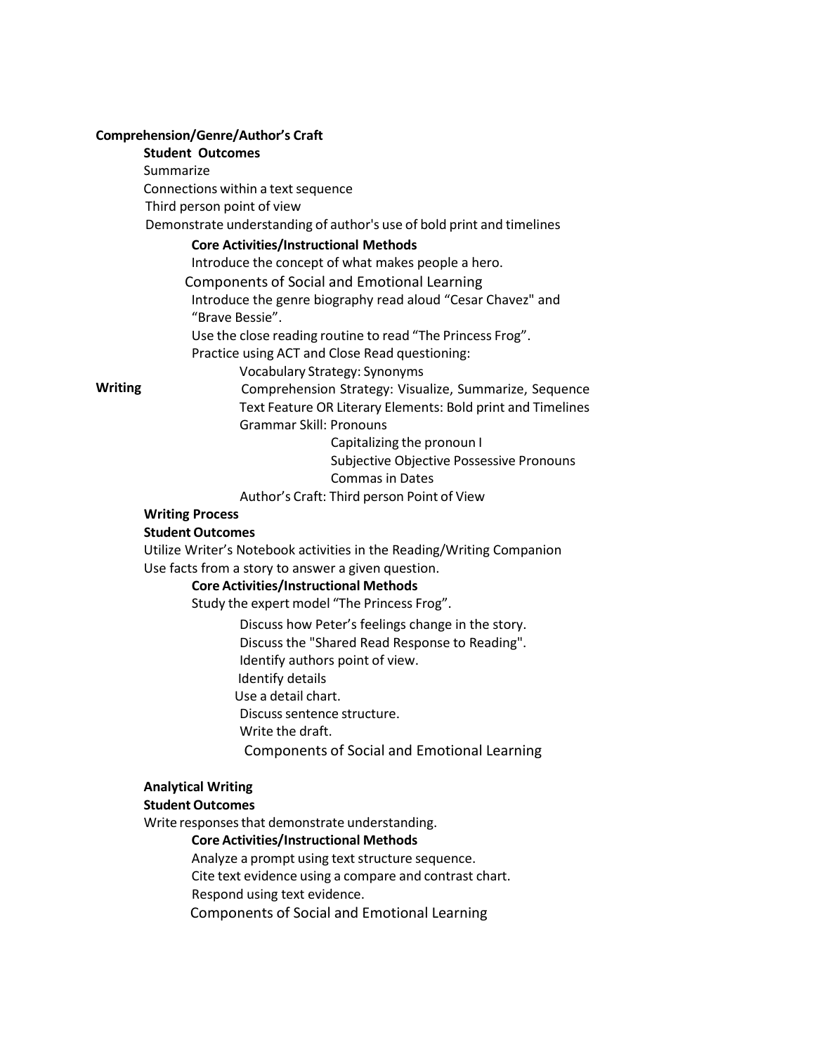**Comprehension/Genre/Author's Craft**

**Student Outcomes**

Summarize

Connections within a text sequence

Third person point of view

Demonstrate understanding of author's use of bold print and timelines

**Core Activities/Instructional Methods**

Introduce the concept of what makes people a hero.

Components of Social and Emotional Learning

Introduce the genre biography read aloud "Cesar Chavez" and "Brave Bessie".

Use the close reading routine to read "The Princess Frog".

Practice using ACT and Close Read questioning:

- Vocabulary Strategy: Synonyms
- Comprehension Strategy: Visualize, Summarize, Sequence
- Text Feature OR Literary Elements: Bold print and Timelines
- Grammar Skill: Pronouns
  - Capitalizing the pronoun I
  - Subjective Objective Possessive Pronouns
  - Commas in Dates
- Author's Craft: Third person Point of View

**Writing**

**Writing Process**

**Student Outcomes**

Utilize Writer's Notebook activities in the Reading/Writing Companion

Use facts from a story to answer a given question.

**Core Activities/Instructional Methods**

Study the expert model "The Princess Frog".

- Discuss how Peter's feelings change in the story.
- Discuss the "Shared Read Response to Reading".
- Identify authors point of view.
- Identify details
- Use a detail chart.
- Discuss sentence structure.
- Write the draft.
- Components of Social and Emotional Learning

**Analytical Writing**

**Student Outcomes**

Write responses that demonstrate understanding.

**Core Activities/Instructional Methods**

Analyze a prompt using text structure sequence.

Cite text evidence using a compare and contrast chart.

Respond using text evidence.

Components of Social and Emotional Learning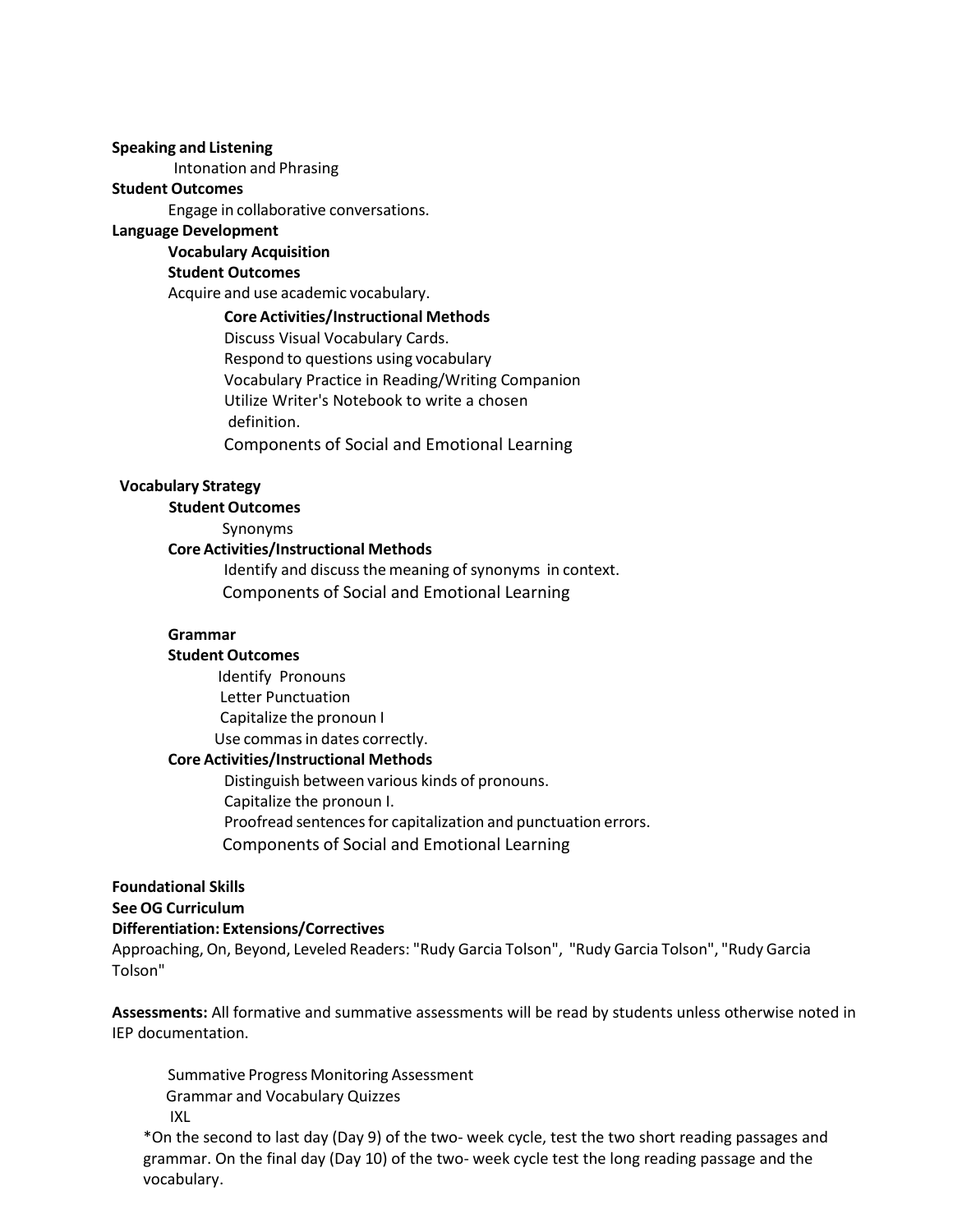**Speaking and Listening**

Intonation and Phrasing

**Student Outcomes**

Engage in collaborative conversations.

**Language Development**

**Vocabulary Acquisition**

**Student Outcomes**

Acquire and use academic vocabulary.

**Core Activities/Instructional Methods**

Discuss Visual Vocabulary Cards.
Respond to questions using vocabulary
Vocabulary Practice in Reading/Writing Companion
Utilize Writer's Notebook to write a chosen definition.
Components of Social and Emotional Learning

**Vocabulary Strategy**

**Student Outcomes**

Synonyms

**Core Activities/Instructional Methods**

Identify and discuss the meaning of synonyms in context.
Components of Social and Emotional Learning

**Grammar**

**Student Outcomes**

Identify Pronouns
Letter Punctuation
Capitalize the pronoun I
Use commas in dates correctly.

**Core Activities/Instructional Methods**

Distinguish between various kinds of pronouns.
Capitalize the pronoun I.
Proofread sentences for capitalization and punctuation errors.
Components of Social and Emotional Learning

**Foundational Skills**

**See OG Curriculum**

**Differentiation: Extensions/Correctives**

Approaching, On, Beyond, Leveled Readers: "Rudy Garcia Tolson", "Rudy Garcia Tolson", "Rudy Garcia Tolson"

**Assessments:** All formative and summative assessments will be read by students unless otherwise noted in IEP documentation.

Summative Progress Monitoring Assessment
Grammar and Vocabulary Quizzes
IXL

*On the second to last day (Day 9) of the two- week cycle, test the two short reading passages and grammar. On the final day (Day 10) of the two- week cycle test the long reading passage and the vocabulary.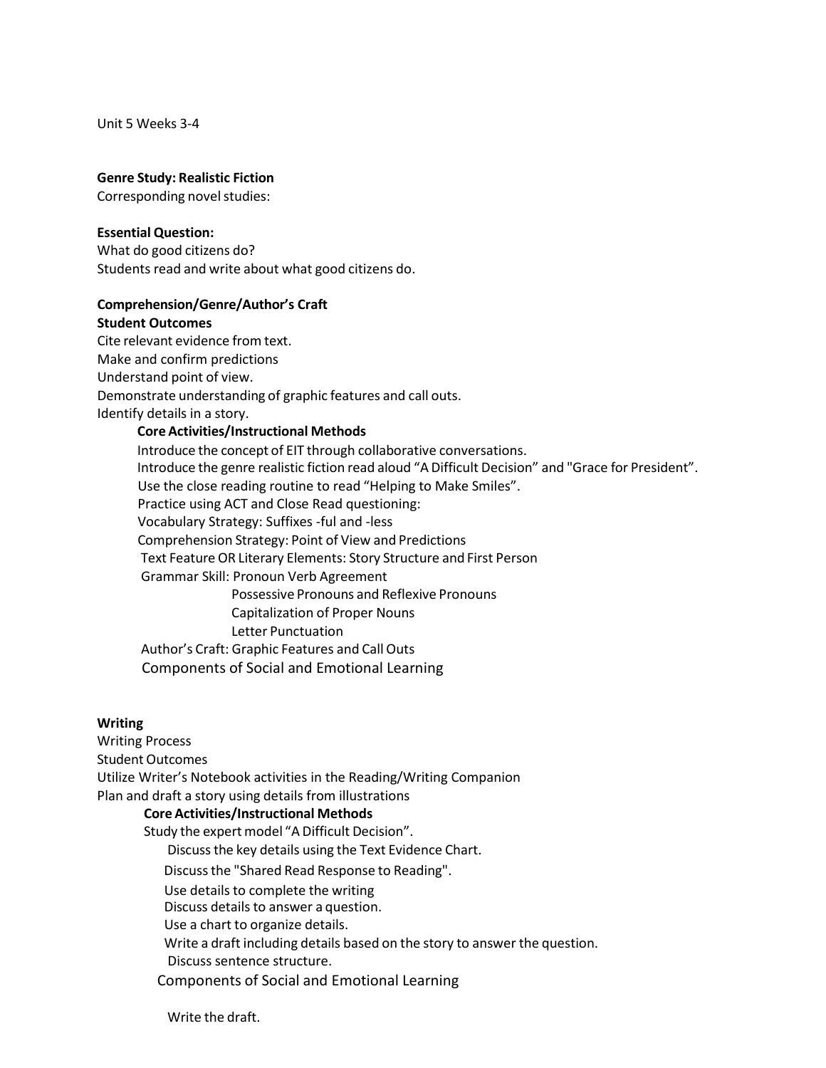Unit 5 Weeks 3-4

**Genre Study: Realistic Fiction**
Corresponding novel studies:

**Essential Question:**
What do good citizens do?
Students read and write about what good citizens do.

**Comprehension/Genre/Author's Craft**
**Student Outcomes**
Cite relevant evidence from text.
Make and confirm predictions
Understand point of view.
Demonstrate understanding of graphic features and call outs.
Identify details in a story.

**Core Activities/Instructional Methods**

Introduce the concept of EIT through collaborative conversations.
Introduce the genre realistic fiction read aloud "A Difficult Decision" and "Grace for President".
Use the close reading routine to read "Helping to Make Smiles".
Practice using ACT and Close Read questioning:
Vocabulary Strategy: Suffixes -ful and -less
Comprehension Strategy: Point of View and Predictions
Text Feature OR Literary Elements: Story Structure and First Person
Grammar Skill: Pronoun Verb Agreement
Possessive Pronouns and Reflexive Pronouns
Capitalization of Proper Nouns
Letter Punctuation
Author's Craft: Graphic Features and Call Outs
Components of Social and Emotional Learning

**Writing**
Writing Process
Student Outcomes
Utilize Writer's Notebook activities in the Reading/Writing Companion
Plan and draft a story using details from illustrations

**Core Activities/Instructional Methods**

Study the expert model "A Difficult Decision".
Discuss the key details using the Text Evidence Chart.
Discuss the "Shared Read Response to Reading".
Use details to complete the writing
Discuss details to answer a question.
Use a chart to organize details.
Write a draft including details based on the story to answer the question.
Discuss sentence structure.
Components of Social and Emotional Learning

Write the draft.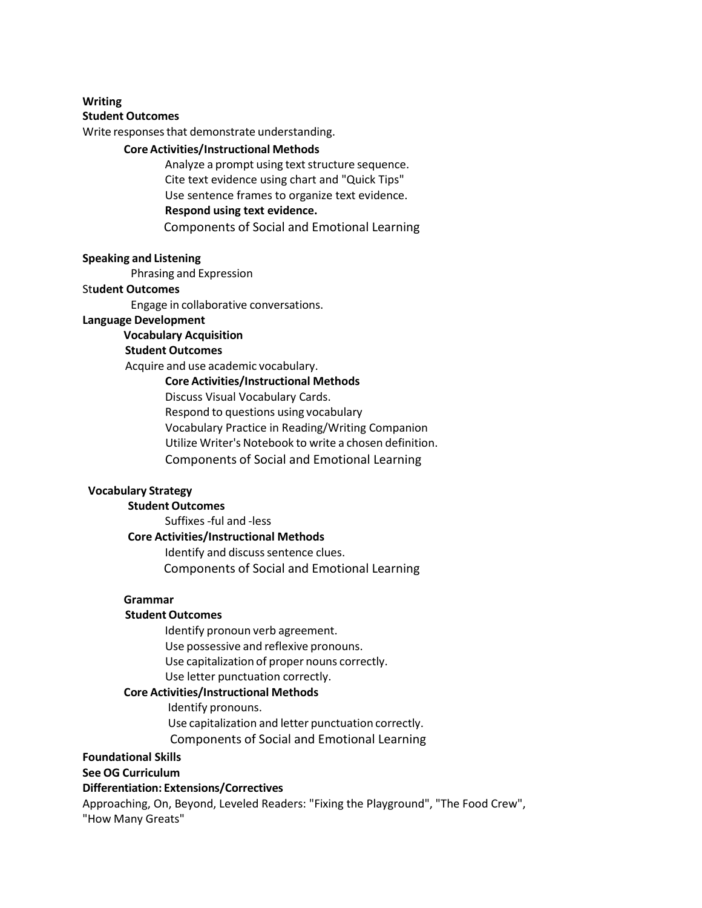**Writing**

**Student Outcomes**

Write responses that demonstrate understanding.

**Core Activities/Instructional Methods**

Analyze a prompt using text structure sequence.
Cite text evidence using chart and "Quick Tips"
Use sentence frames to organize text evidence.
**Respond using text evidence.**
Components of Social and Emotional Learning

**Speaking and Listening**

Phrasing and Expression

**Student Outcomes**

Engage in collaborative conversations.

**Language Development**

**Vocabulary Acquisition**

**Student Outcomes**

Acquire and use academic vocabulary.

**Core Activities/Instructional Methods**

Discuss Visual Vocabulary Cards.
Respond to questions using vocabulary
Vocabulary Practice in Reading/Writing Companion
Utilize Writer's Notebook to write a chosen definition.
Components of Social and Emotional Learning

**Vocabulary Strategy**

**Student Outcomes**

Suffixes -ful and -less

**Core Activities/Instructional Methods**

Identify and discuss sentence clues.
Components of Social and Emotional Learning

**Grammar**

**Student Outcomes**

Identify pronoun verb agreement.
Use possessive and reflexive pronouns.
Use capitalization of proper nouns correctly.
Use letter punctuation correctly.

**Core Activities/Instructional Methods**

Identify pronouns.
Use capitalization and letter punctuation correctly.
Components of Social and Emotional Learning

**Foundational Skills**

**See OG Curriculum**

**Differentiation: Extensions/Correctives**

Approaching, On, Beyond, Leveled Readers: "Fixing the Playground", "The Food Crew", "How Many Greats"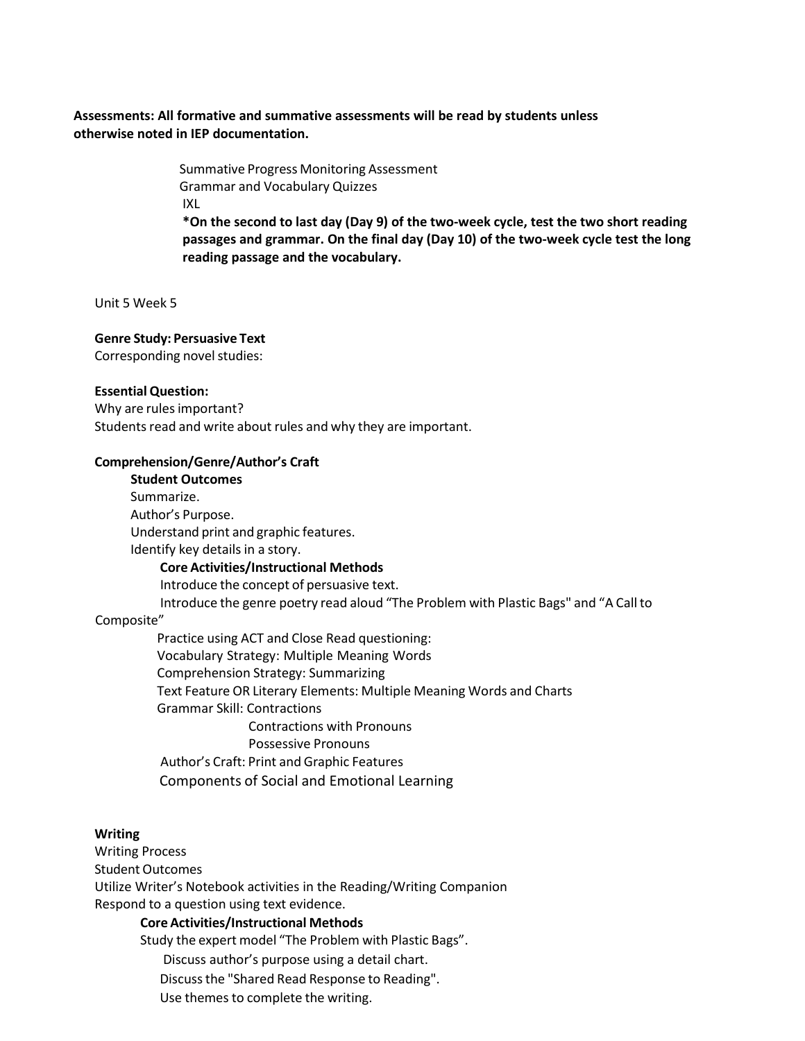**Assessments: All formative and summative assessments will be read by students unless otherwise noted in IEP documentation.**

Summative Progress Monitoring Assessment
Grammar and Vocabulary Quizzes
IXL
**\*On the second to last day (Day 9) of the two-week cycle, test the two short reading passages and grammar. On the final day (Day 10) of the two-week cycle test the long reading passage and the vocabulary.**

Unit 5 Week 5

**Genre Study: Persuasive Text**
Corresponding novel studies:

**Essential Question:**
Why are rules important?
Students read and write about rules and why they are important.

**Comprehension/Genre/Author's Craft**

**Student Outcomes**
Summarize.
Author's Purpose.
Understand print and graphic features.
Identify key details in a story.

**Core Activities/Instructional Methods**
Introduce the concept of persuasive text.
Introduce the genre poetry read aloud "The Problem with Plastic Bags" and "A Call to Composite"
Practice using ACT and Close Read questioning:
Vocabulary Strategy: Multiple Meaning Words
Comprehension Strategy: Summarizing
Text Feature OR Literary Elements: Multiple Meaning Words and Charts
Grammar Skill: Contractions
Contractions with Pronouns
Possessive Pronouns
Author's Craft: Print and Graphic Features
Components of Social and Emotional Learning

**Writing**
Writing Process
Student Outcomes
Utilize Writer's Notebook activities in the Reading/Writing Companion
Respond to a question using text evidence.

**Core Activities/Instructional Methods**
Study the expert model "The Problem with Plastic Bags".
Discuss author's purpose using a detail chart.
Discuss the "Shared Read Response to Reading".
Use themes to complete the writing.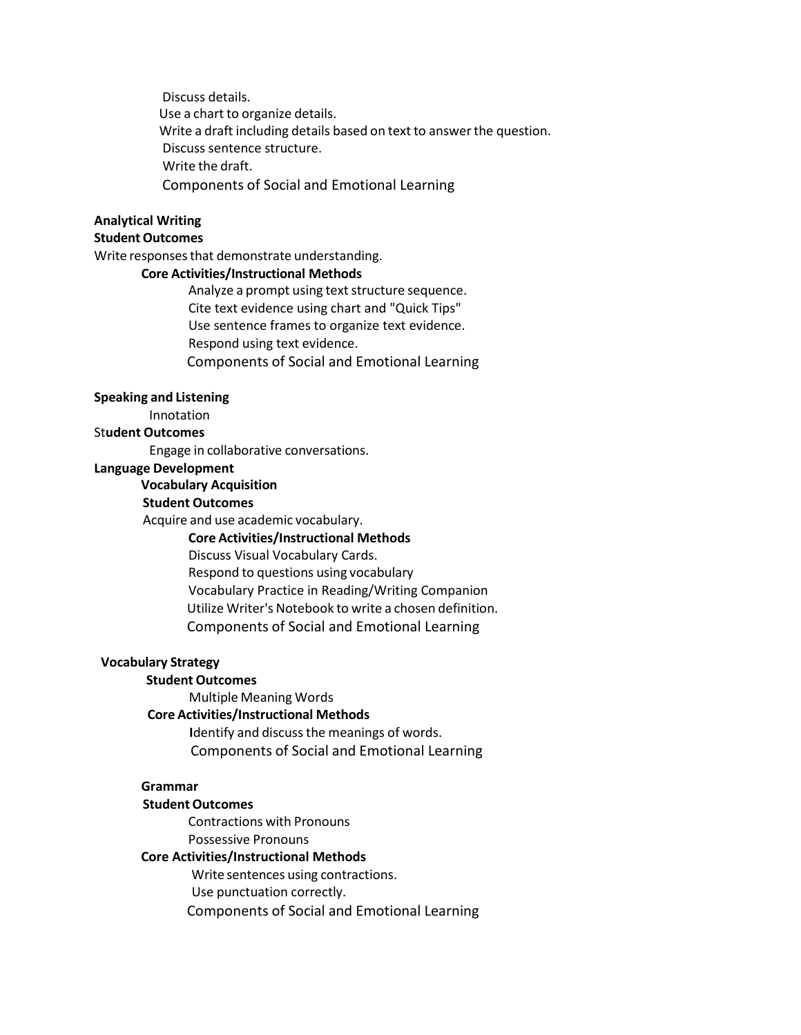Discuss details.
Use a chart to organize details.
Write a draft including details based on text to answer the question.
Discuss sentence structure.
Write the draft.
Components of Social and Emotional Learning

**Analytical Writing**

**Student Outcomes**

Write responses that demonstrate understanding.

**Core Activities/Instructional Methods**

Analyze a prompt using text structure sequence.
Cite text evidence using chart and "Quick Tips"
Use sentence frames to organize text evidence.
Respond using text evidence.
Components of Social and Emotional Learning

**Speaking and Listening**

Innotation

**Student Outcomes**

Engage in collaborative conversations.

**Language Development**

**Vocabulary Acquisition**

**Student Outcomes**

Acquire and use academic vocabulary.

**Core Activities/Instructional Methods**

Discuss Visual Vocabulary Cards.
Respond to questions using vocabulary
Vocabulary Practice in Reading/Writing Companion
Utilize Writer's Notebook to write a chosen definition.
Components of Social and Emotional Learning

**Vocabulary Strategy**

**Student Outcomes**

Multiple Meaning Words

**Core Activities/Instructional Methods**

Identify and discuss the meanings of words.
Components of Social and Emotional Learning

**Grammar**

**Student Outcomes**

Contractions with Pronouns
Possessive Pronouns

**Core Activities/Instructional Methods**

Write sentences using contractions.
Use punctuation correctly.
Components of Social and Emotional Learning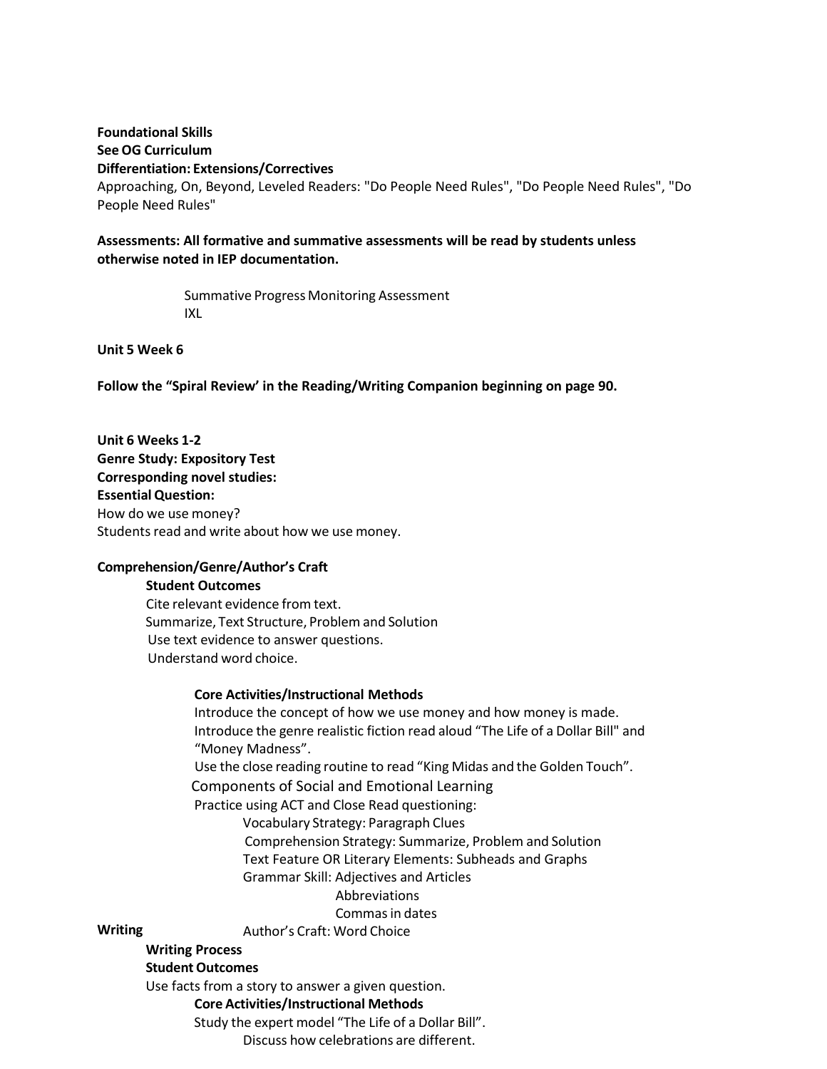**Foundational Skills**
**See OG Curriculum**
**Differentiation: Extensions/Correctives**
Approaching, On, Beyond, Leveled Readers: "Do People Need Rules", "Do People Need Rules", "Do People Need Rules"

**Assessments: All formative and summative assessments will be read by students unless otherwise noted in IEP documentation.**

Summative Progress Monitoring Assessment
IXL

**Unit 5 Week 6**

**Follow the "Spiral Review' in the Reading/Writing Companion beginning on page 90.**

**Unit 6 Weeks 1-2**
**Genre Study: Expository Test**
**Corresponding novel studies:**
**Essential Question:**
How do we use money?
Students read and write about how we use money.

**Comprehension/Genre/Author's Craft**

**Student Outcomes**
Cite relevant evidence from text.
Summarize, Text Structure, Problem and Solution
Use text evidence to answer questions.
Understand word choice.

**Core Activities/Instructional Methods**
Introduce the concept of how we use money and how money is made.
Introduce the genre realistic fiction read aloud "The Life of a Dollar Bill" and "Money Madness".
Use the close reading routine to read "King Midas and the Golden Touch".
Components of Social and Emotional Learning
Practice using ACT and Close Read questioning:
- Vocabulary Strategy: Paragraph Clues
- Comprehension Strategy: Summarize, Problem and Solution
- Text Feature OR Literary Elements: Subheads and Graphs
- Grammar Skill: Adjectives and Articles
  - Abbreviations
  - Commas in dates
- Author's Craft: Word Choice

**Writing**

**Writing Process**
**Student Outcomes**
Use facts from a story to answer a given question.

**Core Activities/Instructional Methods**
Study the expert model "The Life of a Dollar Bill".
- Discuss how celebrations are different.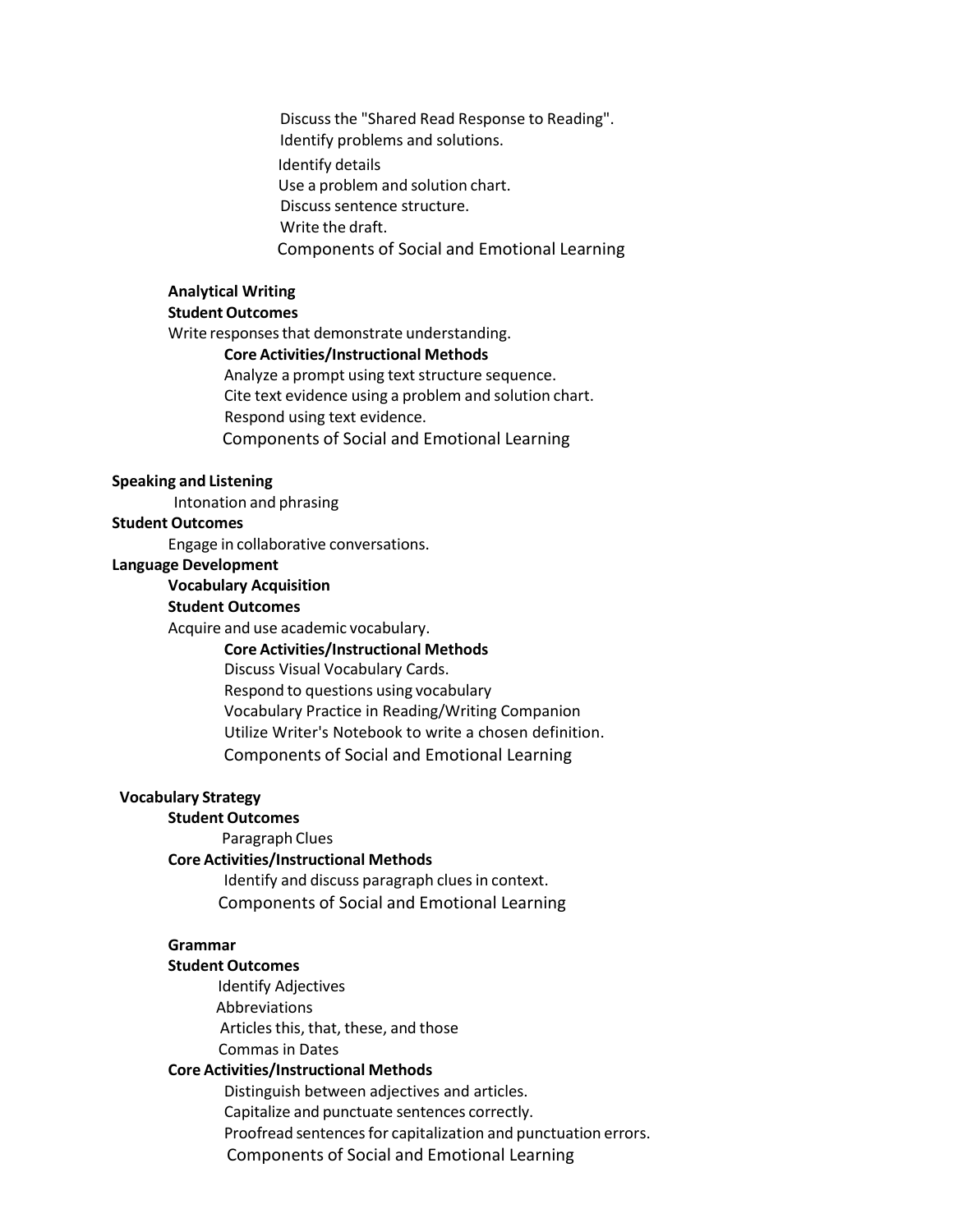Discuss the "Shared Read Response to Reading".
Identify problems and solutions.
Identify details
Use a problem and solution chart.
Discuss sentence structure.
Write the draft.
Components of Social and Emotional Learning

**Analytical Writing**

**Student Outcomes**

Write responses that demonstrate understanding.

**Core Activities/Instructional Methods**

Analyze a prompt using text structure sequence.
Cite text evidence using a problem and solution chart.
Respond using text evidence.
Components of Social and Emotional Learning

**Speaking and Listening**

Intonation and phrasing

**Student Outcomes**

Engage in collaborative conversations.

**Language Development**

**Vocabulary Acquisition**

**Student Outcomes**

Acquire and use academic vocabulary.

**Core Activities/Instructional Methods**

Discuss Visual Vocabulary Cards.
Respond to questions using vocabulary
Vocabulary Practice in Reading/Writing Companion
Utilize Writer's Notebook to write a chosen definition.
Components of Social and Emotional Learning

**Vocabulary Strategy**

**Student Outcomes**

Paragraph Clues

**Core Activities/Instructional Methods**

Identify and discuss paragraph clues in context.
Components of Social and Emotional Learning

**Grammar**

**Student Outcomes**

Identify Adjectives
Abbreviations
Articles this, that, these, and those
Commas in Dates

**Core Activities/Instructional Methods**

Distinguish between adjectives and articles.
Capitalize and punctuate sentences correctly.
Proofread sentences for capitalization and punctuation errors.
Components of Social and Emotional Learning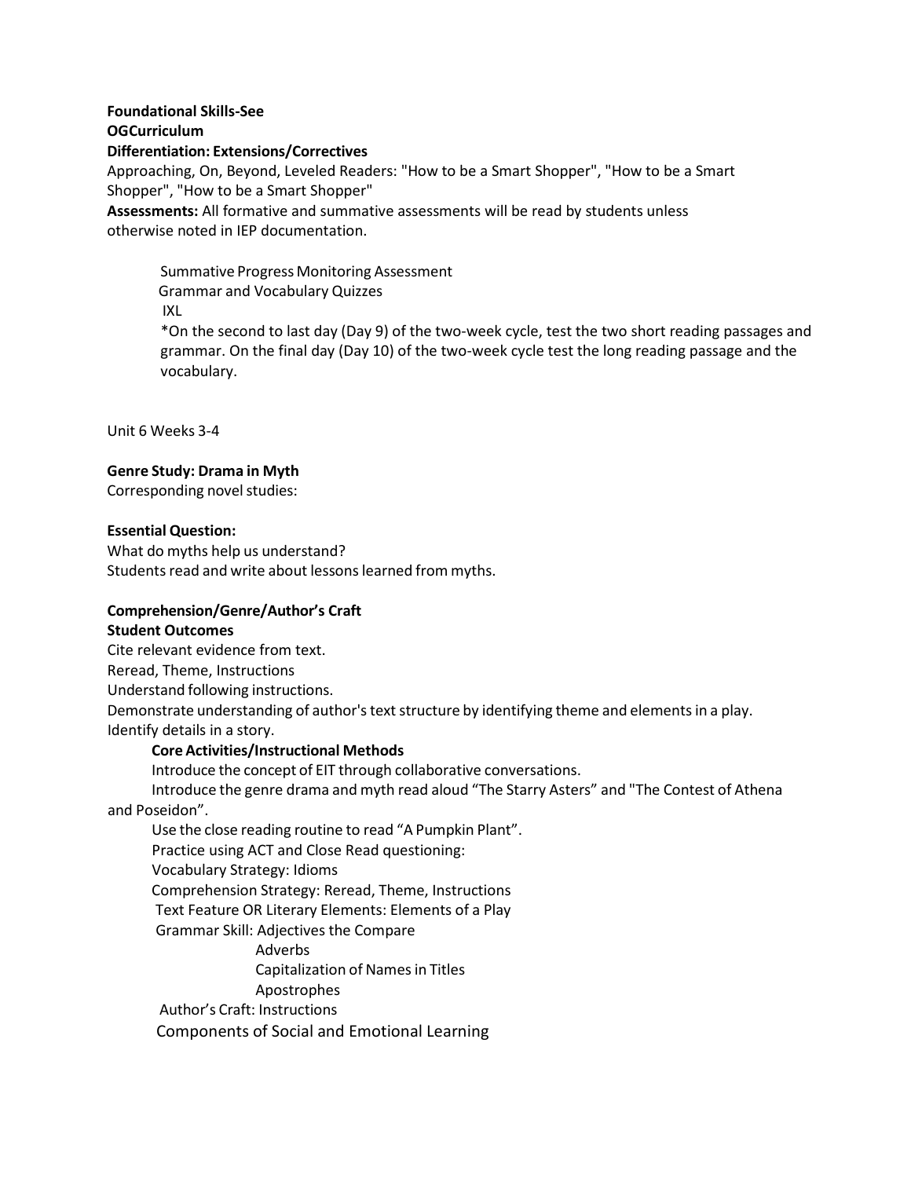**Foundational Skills-See OGCurriculum**

**Differentiation: Extensions/Correctives**

Approaching, On, Beyond, Leveled Readers: "How to be a Smart Shopper", "How to be a Smart Shopper", "How to be a Smart Shopper"

**Assessments:** All formative and summative assessments will be read by students unless otherwise noted in IEP documentation.

> Summative Progress Monitoring Assessment
> Grammar and Vocabulary Quizzes
> IXL
> *On the second to last day (Day 9) of the two-week cycle, test the two short reading passages and grammar. On the final day (Day 10) of the two-week cycle test the long reading passage and the vocabulary.

Unit 6 Weeks 3-4

**Genre Study: Drama in Myth**

Corresponding novel studies:

**Essential Question:**

What do myths help us understand?
Students read and write about lessons learned from myths.

**Comprehension/Genre/Author's Craft**

**Student Outcomes**

Cite relevant evidence from text.
Reread, Theme, Instructions
Understand following instructions.
Demonstrate understanding of author's text structure by identifying theme and elements in a play.
Identify details in a story.

**Core Activities/Instructional Methods**

Introduce the concept of EIT through collaborative conversations.
Introduce the genre drama and myth read aloud "The Starry Asters" and "The Contest of Athena and Poseidon".
Use the close reading routine to read "A Pumpkin Plant".
Practice using ACT and Close Read questioning:
Vocabulary Strategy: Idioms
Comprehension Strategy: Reread, Theme, Instructions
Text Feature OR Literary Elements: Elements of a Play
Grammar Skill: Adjectives the Compare
- Adverbs
- Capitalization of Names in Titles
- Apostrophes

Author's Craft: Instructions
Components of Social and Emotional Learning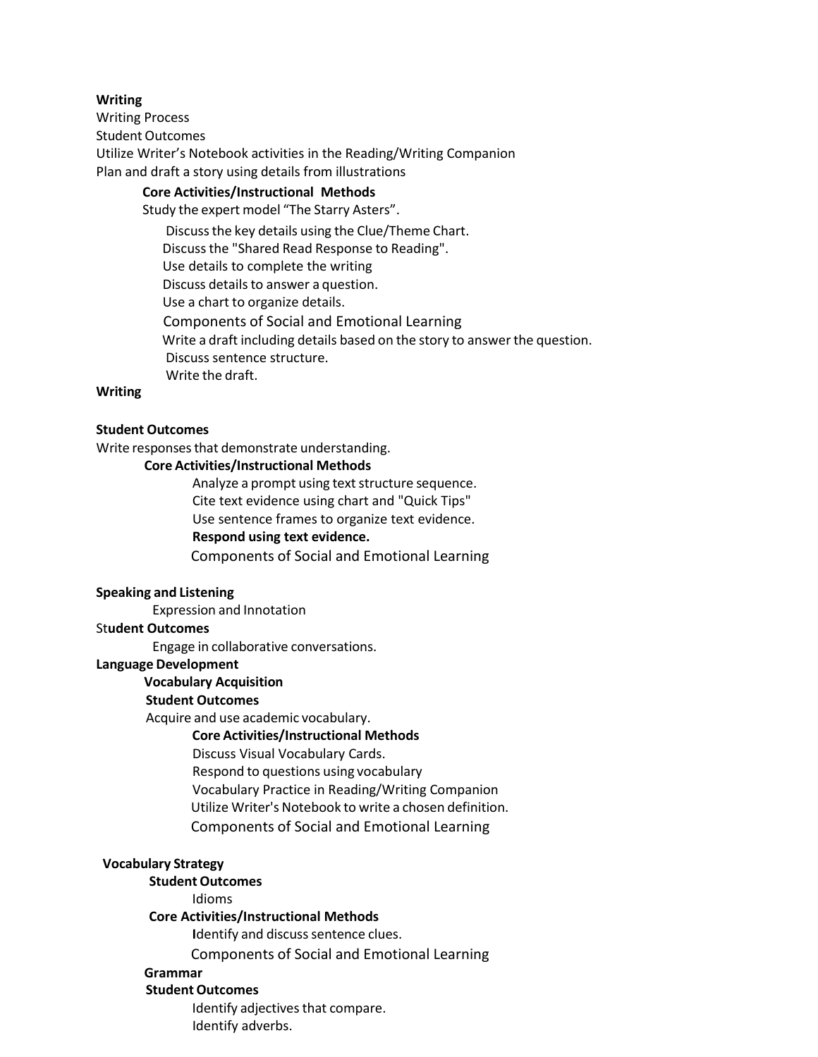**Writing**

Writing Process

Student Outcomes

Utilize Writer's Notebook activities in the Reading/Writing Companion

Plan and draft a story using details from illustrations

**Core Activities/Instructional Methods**

Study the expert model "The Starry Asters".

Discuss the key details using the Clue/Theme Chart.

Discuss the "Shared Read Response to Reading".

Use details to complete the writing

Discuss details to answer a question.

Use a chart to organize details.

Components of Social and Emotional Learning

Write a draft including details based on the story to answer the question.

Discuss sentence structure.

Write the draft.

**Writing**

**Student Outcomes**

Write responses that demonstrate understanding.

**Core Activities/Instructional Methods**

Analyze a prompt using text structure sequence.

Cite text evidence using chart and "Quick Tips"

Use sentence frames to organize text evidence.

**Respond using text evidence.**

Components of Social and Emotional Learning

**Speaking and Listening**

Expression and Innotation

St**udent Outcomes**

Engage in collaborative conversations.

**Language Development**

**Vocabulary Acquisition**

**Student Outcomes**

Acquire and use academic vocabulary.

**Core Activities/Instructional Methods**

Discuss Visual Vocabulary Cards.

Respond to questions using vocabulary

Vocabulary Practice in Reading/Writing Companion

Utilize Writer's Notebook to write a chosen definition.

Components of Social and Emotional Learning

**Vocabulary Strategy**

**Student Outcomes**

Idioms

**Core Activities/Instructional Methods**

**I**dentify and discuss sentence clues.

Components of Social and Emotional Learning

**Grammar**

**Student Outcomes**

Identify adjectives that compare.

Identify adverbs.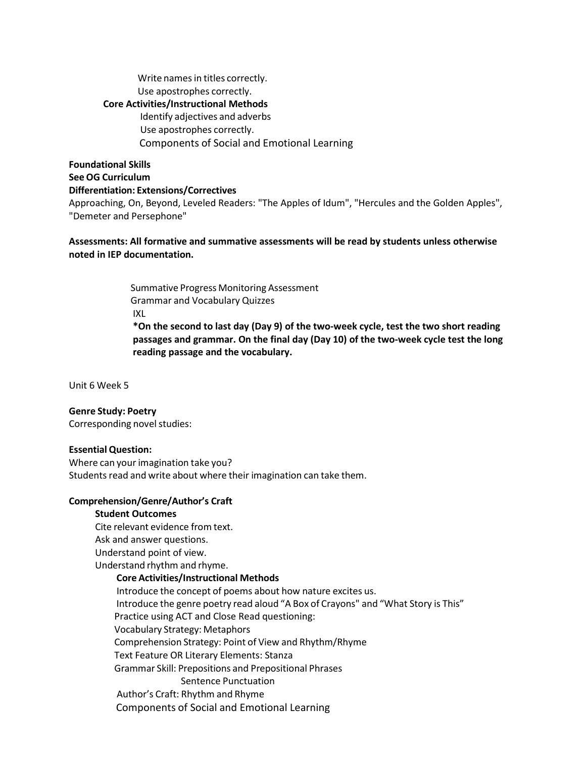Write names in titles correctly.
Use apostrophes correctly.

**Core Activities/Instructional Methods**

Identify adjectives and adverbs
Use apostrophes correctly.
Components of Social and Emotional Learning

**Foundational Skills**
**See OG Curriculum**
**Differentiation: Extensions/Correctives**
Approaching, On, Beyond, Leveled Readers: "The Apples of Idum", "Hercules and the Golden Apples", "Demeter and Persephone"

**Assessments: All formative and summative assessments will be read by students unless otherwise noted in IEP documentation.**

Summative Progress Monitoring Assessment
Grammar and Vocabulary Quizzes
IXL
**\*On the second to last day (Day 9) of the two-week cycle, test the two short reading passages and grammar. On the final day (Day 10) of the two-week cycle test the long reading passage and the vocabulary.**

Unit 6 Week 5

**Genre Study: Poetry**
Corresponding novel studies:

**Essential Question:**
Where can your imagination take you?
Students read and write about where their imagination can take them.

**Comprehension/Genre/Author's Craft**

**Student Outcomes**

Cite relevant evidence from text.
Ask and answer questions.
Understand point of view.
Understand rhythm and rhyme.

**Core Activities/Instructional Methods**

Introduce the concept of poems about how nature excites us.
Introduce the genre poetry read aloud "A Box of Crayons" and "What Story is This"
Practice using ACT and Close Read questioning:
Vocabulary Strategy: Metaphors
Comprehension Strategy: Point of View and Rhythm/Rhyme
Text Feature OR Literary Elements: Stanza
Grammar Skill: Prepositions and Prepositional Phrases
Sentence Punctuation
Author's Craft: Rhythm and Rhyme
Components of Social and Emotional Learning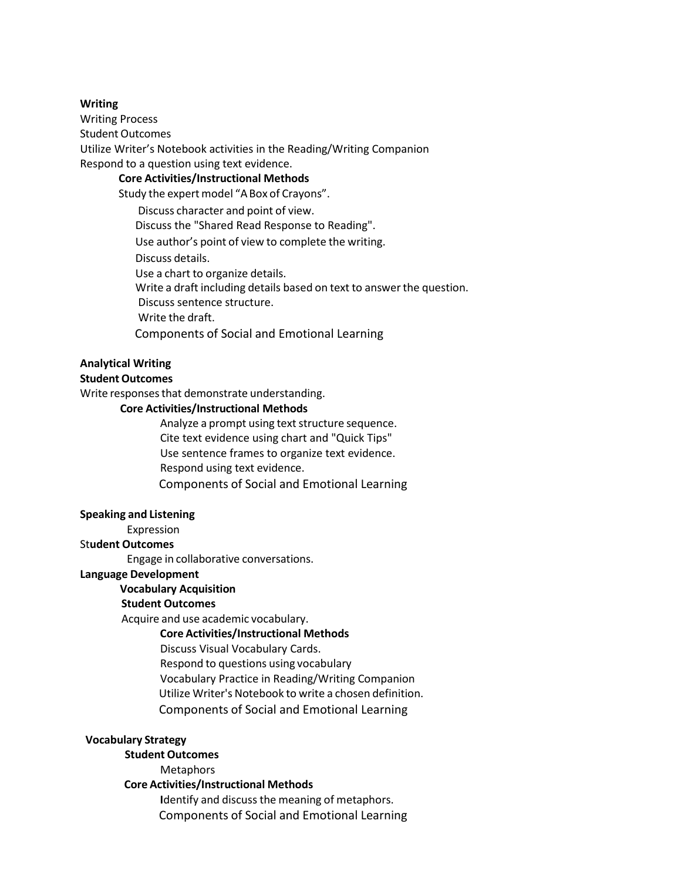**Writing**

Writing Process

Student Outcomes

Utilize Writer's Notebook activities in the Reading/Writing Companion

Respond to a question using text evidence.

**Core Activities/Instructional Methods**

Study the expert model "A Box of Crayons".

Discuss character and point of view.

Discuss the "Shared Read Response to Reading".

Use author's point of view to complete the writing.

Discuss details.

Use a chart to organize details.

Write a draft including details based on text to answer the question.

Discuss sentence structure.

Write the draft.

Components of Social and Emotional Learning

**Analytical Writing**

**Student Outcomes**

Write responses that demonstrate understanding.

**Core Activities/Instructional Methods**

Analyze a prompt using text structure sequence.

Cite text evidence using chart and "Quick Tips"

Use sentence frames to organize text evidence.

Respond using text evidence.

Components of Social and Emotional Learning

**Speaking and Listening**

Expression

St**udent Outcomes**

Engage in collaborative conversations.

**Language Development**

**Vocabulary Acquisition**

**Student Outcomes**

Acquire and use academic vocabulary.

**Core Activities/Instructional Methods**

Discuss Visual Vocabulary Cards.

Respond to questions using vocabulary

Vocabulary Practice in Reading/Writing Companion

Utilize Writer's Notebook to write a chosen definition.

Components of Social and Emotional Learning

**Vocabulary Strategy**

**Student Outcomes**

Metaphors

**Core Activities/Instructional Methods**

**I**dentify and discuss the meaning of metaphors.

Components of Social and Emotional Learning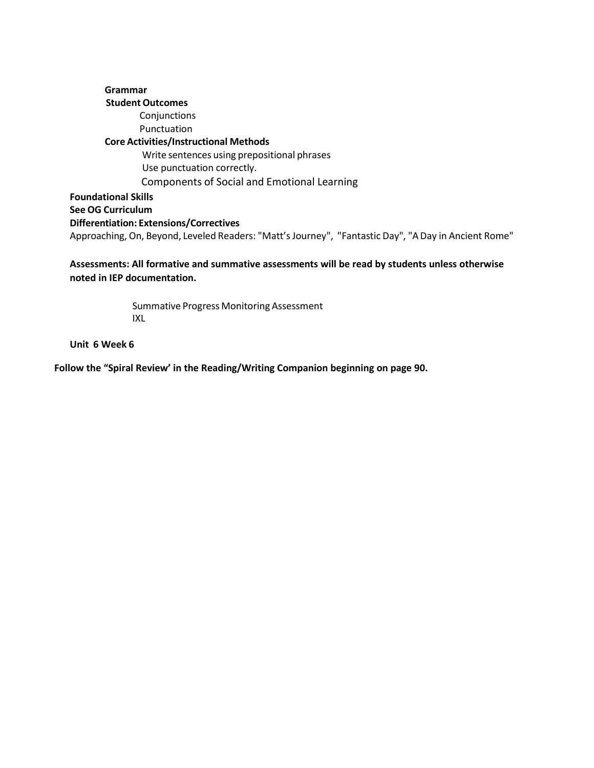**Grammar**

**Student Outcomes**

Conjunctions

Punctuation

**Core Activities/Instructional Methods**

Write sentences using prepositional phrases

Use punctuation correctly.

Components of Social and Emotional Learning

**Foundational Skills**

**See OG Curriculum**

**Differentiation: Extensions/Correctives**

Approaching, On, Beyond, Leveled Readers: "Matt's Journey", "Fantastic Day", "A Day in Ancient Rome"

**Assessments: All formative and summative assessments will be read by students unless otherwise noted in IEP documentation.**

Summative Progress Monitoring Assessment

IXL

**Unit 6 Week 6**

**Follow the "Spiral Review' in the Reading/Writing Companion beginning on page 90.**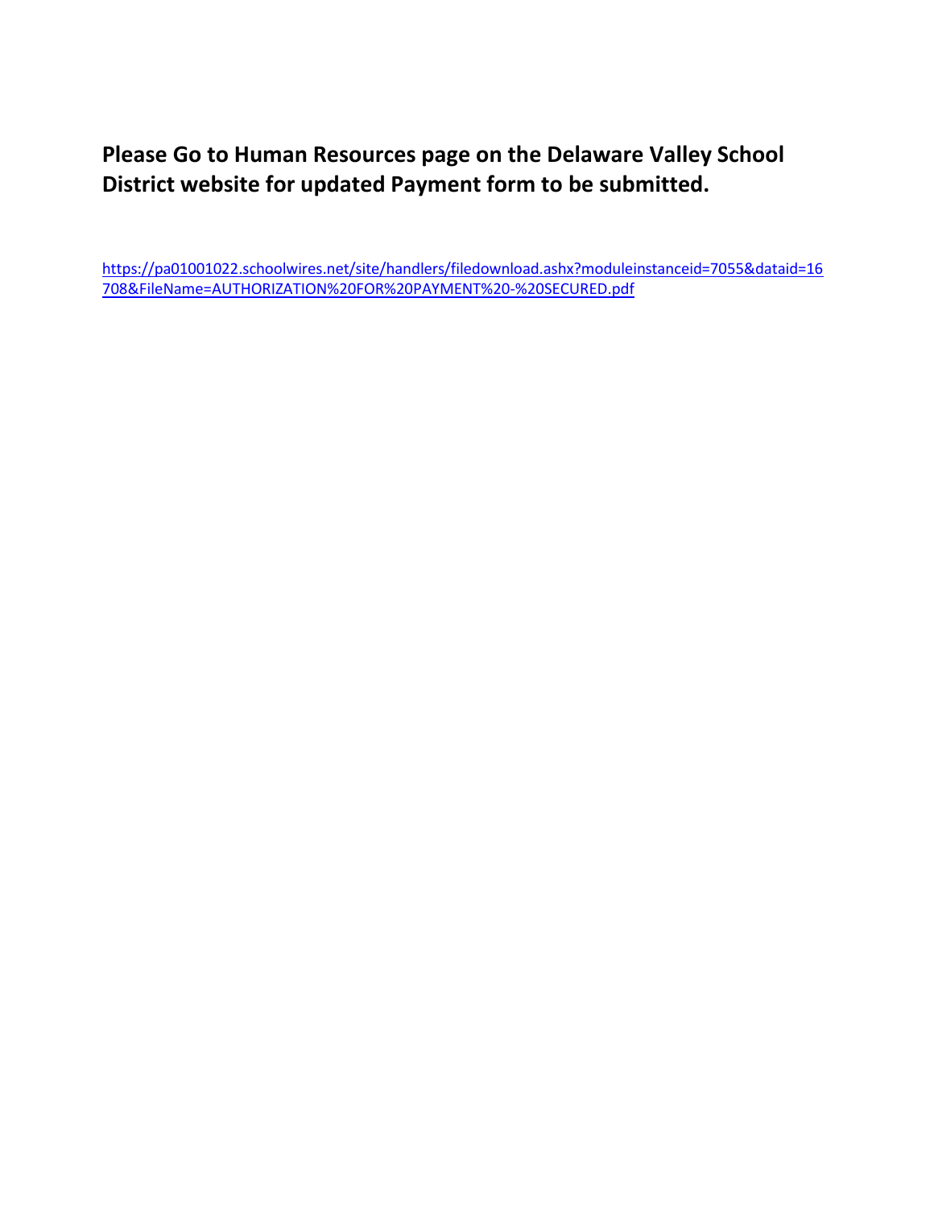**Please Go to Human Resources page on the Delaware Valley School District website for updated Payment form to be submitted.**

https://pa01001022.schoolwires.net/site/handlers/filedownload.ashx?moduleinstanceid=7055&dataid=16708&FileName=AUTHORIZATION%20FOR%20PAYMENT%20-%20SECURED.pdf